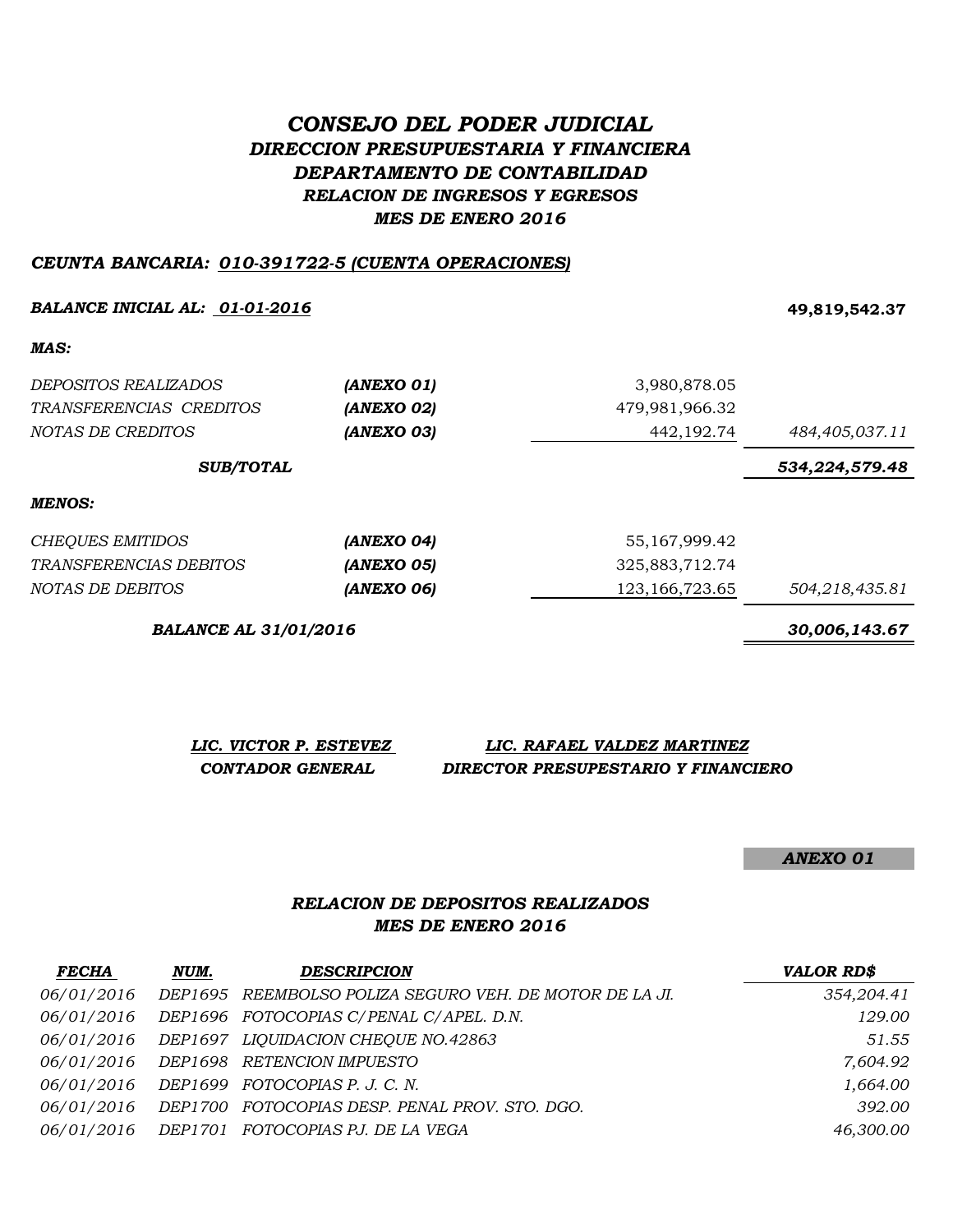# *CONSEJO DEL PODER JUDICIAL*

## *DIRECCION PRESUPUESTARIA Y FINANCIERA*

## *DEPARTAMENTO DE CONTABILIDAD*

### *RELACION DE INGRESOS Y EGRESOS*

### *MES DE ENERO 2016*

***CEUNTA BANCARIA: 010-391722-5 (CUENTA OPERACIONES)***

| | | | |
|---|---|---|---|
| ***BALANCE INICIAL AL: 01-01-2016*** | | | **49,819,542.37** |
| ***MAS:*** | | | |
| *DEPOSITOS REALIZADOS* | ***(ANEXO 01)*** | 3,980,878.05 | |
| *TRANSFERENCIAS CREDITOS* | ***(ANEXO 02)*** | 479,981,966.32 | |
| *NOTAS DE CREDITOS* | ***(ANEXO 03)*** | 442,192.74 | *484,405,037.11* |
| ***SUB/TOTAL*** | | | ***534,224,579.48*** |
| ***MENOS:*** | | | |
| *CHEQUES EMITIDOS* | ***(ANEXO 04)*** | 55,167,999.42 | |
| *TRANSFERENCIAS DEBITOS* | ***(ANEXO 05)*** | 325,883,712.74 | |
| *NOTAS DE DEBITOS* | ***(ANEXO 06)*** | 123,166,723.65 | *504,218,435.81* |
| ***BALANCE AL 31/01/2016*** | | | ***30,006,143.67*** |

***LIC. VICTOR P. ESTEVEZ***
***CONTADOR GENERAL***

***LIC. RAFAEL VALDEZ MARTINEZ***
***DIRECTOR PRESUPESTARIO Y FINANCIERO***

***ANEXO 01***

### *RELACION DE DEPOSITOS REALIZADOS*
### *MES DE ENERO 2016*

| *FECHA* | *NUM.* | *DESCRIPCION* | *VALOR RD$* |
|---|---|---|---|
| *06/01/2016* | *DEP1695* | *REEMBOLSO POLIZA SEGURO VEH. DE MOTOR DE LA JI.* | *354,204.41* |
| *06/01/2016* | *DEP1696* | *FOTOCOPIAS C/PENAL C/APEL. D.N.* | *129.00* |
| *06/01/2016* | *DEP1697* | *LIQUIDACION CHEQUE NO.42863* | *51.55* |
| *06/01/2016* | *DEP1698* | *RETENCION IMPUESTO* | *7,604.92* |
| *06/01/2016* | *DEP1699* | *FOTOCOPIAS P. J. C. N.* | *1,664.00* |
| *06/01/2016* | *DEP1700* | *FOTOCOPIAS DESP. PENAL PROV. STO. DGO.* | *392.00* |
| *06/01/2016* | *DEP1701* | *FOTOCOPIAS PJ. DE LA VEGA* | *46,300.00* |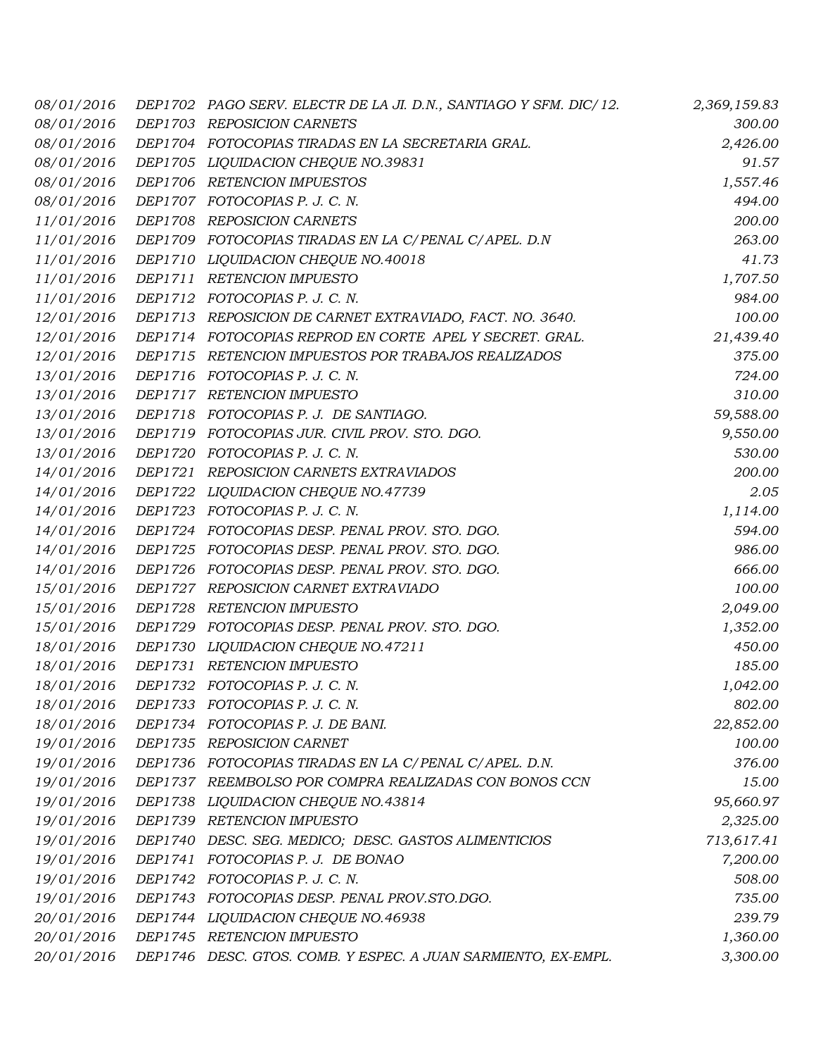| | | | |
|---|---|---|---|
| *08/01/2016* | *DEP1702* | *PAGO SERV. ELECTR DE LA JI. D.N., SANTIAGO Y SFM. DIC/12.* | *2,369,159.83* |
| *08/01/2016* | *DEP1703* | *REPOSICION CARNETS* | *300.00* |
| *08/01/2016* | *DEP1704* | *FOTOCOPIAS TIRADAS EN LA SECRETARIA GRAL.* | *2,426.00* |
| *08/01/2016* | *DEP1705* | *LIQUIDACION CHEQUE NO.39831* | *91.57* |
| *08/01/2016* | *DEP1706* | *RETENCION IMPUESTOS* | *1,557.46* |
| *08/01/2016* | *DEP1707* | *FOTOCOPIAS P. J. C. N.* | *494.00* |
| *11/01/2016* | *DEP1708* | *REPOSICION CARNETS* | *200.00* |
| *11/01/2016* | *DEP1709* | *FOTOCOPIAS TIRADAS EN LA C/PENAL C/APEL. D.N* | *263.00* |
| *11/01/2016* | *DEP1710* | *LIQUIDACION CHEQUE NO.40018* | *41.73* |
| *11/01/2016* | *DEP1711* | *RETENCION IMPUESTO* | *1,707.50* |
| *11/01/2016* | *DEP1712* | *FOTOCOPIAS P. J. C. N.* | *984.00* |
| *12/01/2016* | *DEP1713* | *REPOSICION DE CARNET EXTRAVIADO, FACT. NO. 3640.* | *100.00* |
| *12/01/2016* | *DEP1714* | *FOTOCOPIAS REPROD EN CORTE APEL Y SECRET. GRAL.* | *21,439.40* |
| *12/01/2016* | *DEP1715* | *RETENCION IMPUESTOS POR TRABAJOS REALIZADOS* | *375.00* |
| *13/01/2016* | *DEP1716* | *FOTOCOPIAS P. J. C. N.* | *724.00* |
| *13/01/2016* | *DEP1717* | *RETENCION IMPUESTO* | *310.00* |
| *13/01/2016* | *DEP1718* | *FOTOCOPIAS P. J. DE SANTIAGO.* | *59,588.00* |
| *13/01/2016* | *DEP1719* | *FOTOCOPIAS JUR. CIVIL PROV. STO. DGO.* | *9,550.00* |
| *13/01/2016* | *DEP1720* | *FOTOCOPIAS P. J. C. N.* | *530.00* |
| *14/01/2016* | *DEP1721* | *REPOSICION CARNETS EXTRAVIADOS* | *200.00* |
| *14/01/2016* | *DEP1722* | *LIQUIDACION CHEQUE NO.47739* | *2.05* |
| *14/01/2016* | *DEP1723* | *FOTOCOPIAS P. J. C. N.* | *1,114.00* |
| *14/01/2016* | *DEP1724* | *FOTOCOPIAS DESP. PENAL PROV. STO. DGO.* | *594.00* |
| *14/01/2016* | *DEP1725* | *FOTOCOPIAS DESP. PENAL PROV. STO. DGO.* | *986.00* |
| *14/01/2016* | *DEP1726* | *FOTOCOPIAS DESP. PENAL PROV. STO. DGO.* | *666.00* |
| *15/01/2016* | *DEP1727* | *REPOSICION CARNET EXTRAVIADO* | *100.00* |
| *15/01/2016* | *DEP1728* | *RETENCION IMPUESTO* | *2,049.00* |
| *15/01/2016* | *DEP1729* | *FOTOCOPIAS DESP. PENAL PROV. STO. DGO.* | *1,352.00* |
| *18/01/2016* | *DEP1730* | *LIQUIDACION CHEQUE NO.47211* | *450.00* |
| *18/01/2016* | *DEP1731* | *RETENCION IMPUESTO* | *185.00* |
| *18/01/2016* | *DEP1732* | *FOTOCOPIAS P. J. C. N.* | *1,042.00* |
| *18/01/2016* | *DEP1733* | *FOTOCOPIAS P. J. C. N.* | *802.00* |
| *18/01/2016* | *DEP1734* | *FOTOCOPIAS P. J. DE BANI.* | *22,852.00* |
| *19/01/2016* | *DEP1735* | *REPOSICION CARNET* | *100.00* |
| *19/01/2016* | *DEP1736* | *FOTOCOPIAS TIRADAS EN LA C/PENAL C/APEL. D.N.* | *376.00* |
| *19/01/2016* | *DEP1737* | *REEMBOLSO POR COMPRA REALIZADAS CON BONOS CCN* | *15.00* |
| *19/01/2016* | *DEP1738* | *LIQUIDACION CHEQUE NO.43814* | *95,660.97* |
| *19/01/2016* | *DEP1739* | *RETENCION IMPUESTO* | *2,325.00* |
| *19/01/2016* | *DEP1740* | *DESC. SEG. MEDICO; DESC. GASTOS ALIMENTICIOS* | *713,617.41* |
| *19/01/2016* | *DEP1741* | *FOTOCOPIAS P. J. DE BONAO* | *7,200.00* |
| *19/01/2016* | *DEP1742* | *FOTOCOPIAS P. J. C. N.* | *508.00* |
| *19/01/2016* | *DEP1743* | *FOTOCOPIAS DESP. PENAL PROV.STO.DGO.* | *735.00* |
| *20/01/2016* | *DEP1744* | *LIQUIDACION CHEQUE NO.46938* | *239.79* |
| *20/01/2016* | *DEP1745* | *RETENCION IMPUESTO* | *1,360.00* |
| *20/01/2016* | *DEP1746* | *DESC. GTOS. COMB. Y ESPEC. A JUAN SARMIENTO, EX-EMPL.* | *3,300.00* |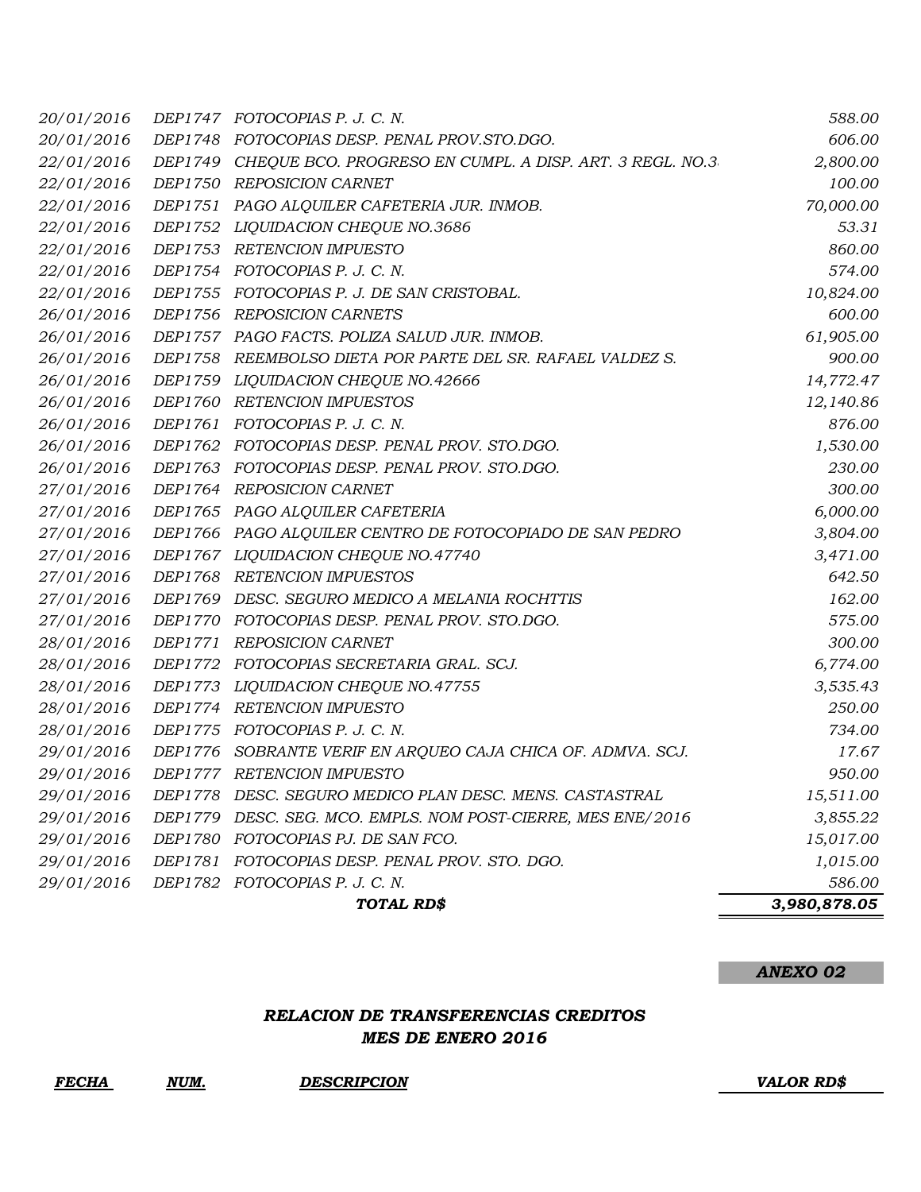| | | | |
|---|---|---|---|
| *20/01/2016* | *DEP1747* | *FOTOCOPIAS P. J. C. N.* | *588.00* |
| *20/01/2016* | *DEP1748* | *FOTOCOPIAS DESP. PENAL PROV.STO.DGO.* | *606.00* |
| *22/01/2016* | *DEP1749* | *CHEQUE BCO. PROGRESO EN CUMPL. A DISP. ART. 3 REGL. NO.3* | *2,800.00* |
| *22/01/2016* | *DEP1750* | *REPOSICION CARNET* | *100.00* |
| *22/01/2016* | *DEP1751* | *PAGO ALQUILER CAFETERIA JUR. INMOB.* | *70,000.00* |
| *22/01/2016* | *DEP1752* | *LIQUIDACION CHEQUE NO.3686* | *53.31* |
| *22/01/2016* | *DEP1753* | *RETENCION IMPUESTO* | *860.00* |
| *22/01/2016* | *DEP1754* | *FOTOCOPIAS P. J. C. N.* | *574.00* |
| *22/01/2016* | *DEP1755* | *FOTOCOPIAS P. J. DE SAN CRISTOBAL.* | *10,824.00* |
| *26/01/2016* | *DEP1756* | *REPOSICION CARNETS* | *600.00* |
| *26/01/2016* | *DEP1757* | *PAGO FACTS. POLIZA SALUD JUR. INMOB.* | *61,905.00* |
| *26/01/2016* | *DEP1758* | *REEMBOLSO DIETA POR PARTE DEL SR. RAFAEL VALDEZ S.* | *900.00* |
| *26/01/2016* | *DEP1759* | *LIQUIDACION CHEQUE NO.42666* | *14,772.47* |
| *26/01/2016* | *DEP1760* | *RETENCION IMPUESTOS* | *12,140.86* |
| *26/01/2016* | *DEP1761* | *FOTOCOPIAS P. J. C. N.* | *876.00* |
| *26/01/2016* | *DEP1762* | *FOTOCOPIAS DESP. PENAL PROV. STO.DGO.* | *1,530.00* |
| *26/01/2016* | *DEP1763* | *FOTOCOPIAS DESP. PENAL PROV. STO.DGO.* | *230.00* |
| *27/01/2016* | *DEP1764* | *REPOSICION CARNET* | *300.00* |
| *27/01/2016* | *DEP1765* | *PAGO ALQUILER CAFETERIA* | *6,000.00* |
| *27/01/2016* | *DEP1766* | *PAGO ALQUILER CENTRO DE FOTOCOPIADO DE SAN PEDRO* | *3,804.00* |
| *27/01/2016* | *DEP1767* | *LIQUIDACION CHEQUE NO.47740* | *3,471.00* |
| *27/01/2016* | *DEP1768* | *RETENCION IMPUESTOS* | *642.50* |
| *27/01/2016* | *DEP1769* | *DESC. SEGURO MEDICO A MELANIA ROCHTTIS* | *162.00* |
| *27/01/2016* | *DEP1770* | *FOTOCOPIAS DESP. PENAL PROV. STO.DGO.* | *575.00* |
| *28/01/2016* | *DEP1771* | *REPOSICION CARNET* | *300.00* |
| *28/01/2016* | *DEP1772* | *FOTOCOPIAS SECRETARIA GRAL. SCJ.* | *6,774.00* |
| *28/01/2016* | *DEP1773* | *LIQUIDACION CHEQUE NO.47755* | *3,535.43* |
| *28/01/2016* | *DEP1774* | *RETENCION IMPUESTO* | *250.00* |
| *28/01/2016* | *DEP1775* | *FOTOCOPIAS P. J. C. N.* | *734.00* |
| *29/01/2016* | *DEP1776* | *SOBRANTE VERIF EN ARQUEO CAJA CHICA OF. ADMVA. SCJ.* | *17.67* |
| *29/01/2016* | *DEP1777* | *RETENCION IMPUESTO* | *950.00* |
| *29/01/2016* | *DEP1778* | *DESC. SEGURO MEDICO PLAN DESC. MENS. CASTASTRAL* | *15,511.00* |
| *29/01/2016* | *DEP1779* | *DESC. SEG. MCO. EMPLS. NOM POST-CIERRE, MES ENE/2016* | *3,855.22* |
| *29/01/2016* | *DEP1780* | *FOTOCOPIAS PJ. DE SAN FCO.* | *15,017.00* |
| *29/01/2016* | *DEP1781* | *FOTOCOPIAS DESP. PENAL PROV. STO. DGO.* | *1,015.00* |
| *29/01/2016* | *DEP1782* | *FOTOCOPIAS P. J. C. N.* | *586.00* |
| | | ***TOTAL RD$*** | ***3,980,878.05*** |

***ANEXO 02***

## *RELACION DE TRANSFERENCIAS CREDITOS*
## *MES DE ENERO 2016*

| ***FECHA*** | ***NUM.*** | ***DESCRIPCION*** | ***VALOR RD$*** |
|---|---|---|---|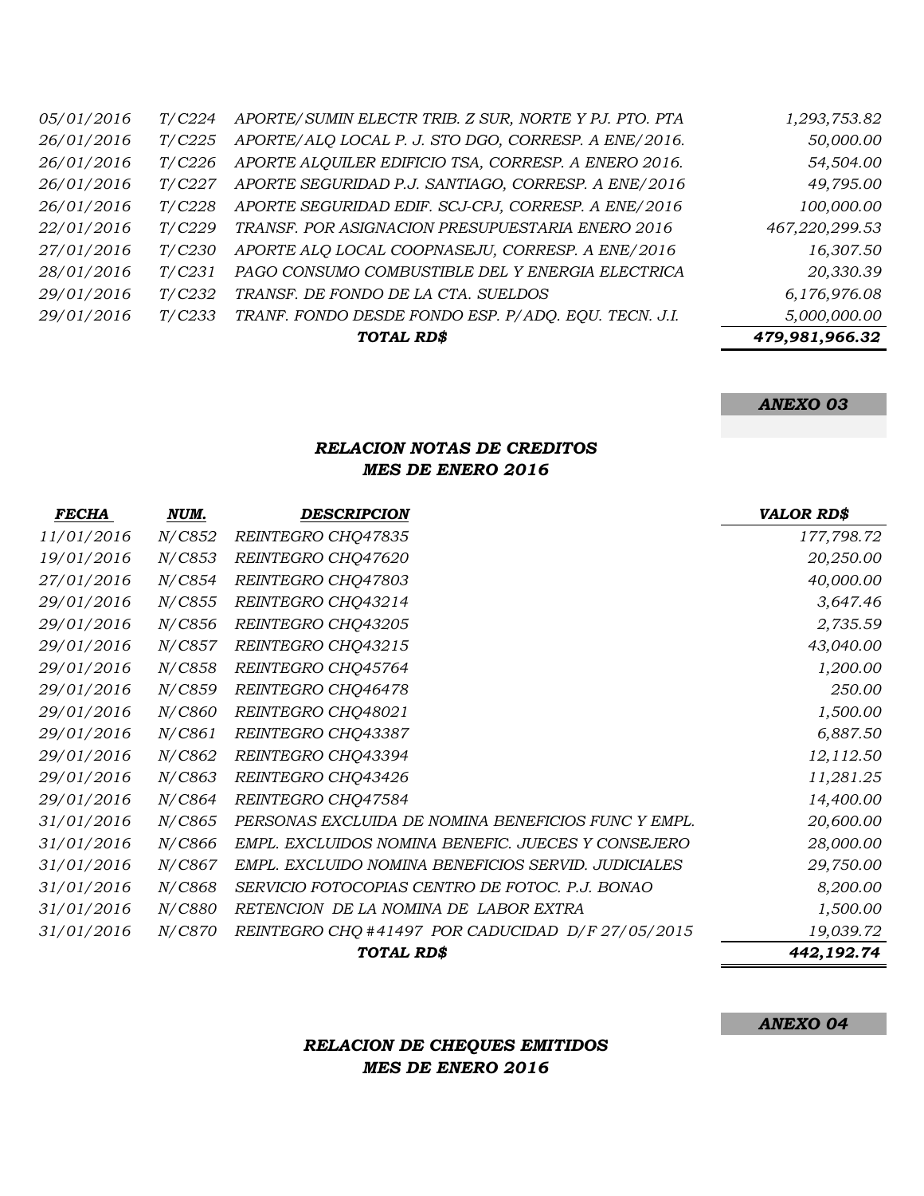| | | | |
|---|---|---|---|
| *05/01/2016* | *T/C224* | *APORTE/SUMIN ELECTR TRIB. Z SUR, NORTE Y PJ. PTO. PTA* | *1,293,753.82* |
| *26/01/2016* | *T/C225* | *APORTE/ALQ LOCAL P. J. STO DGO, CORRESP. A ENE/2016.* | *50,000.00* |
| *26/01/2016* | *T/C226* | *APORTE ALQUILER EDIFICIO TSA, CORRESP. A ENERO 2016.* | *54,504.00* |
| *26/01/2016* | *T/C227* | *APORTE SEGURIDAD P.J. SANTIAGO, CORRESP. A ENE/2016* | *49,795.00* |
| *26/01/2016* | *T/C228* | *APORTE SEGURIDAD EDIF. SCJ-CPJ, CORRESP. A ENE/2016* | *100,000.00* |
| *22/01/2016* | *T/C229* | *TRANSF. POR ASIGNACION PRESUPUESTARIA ENERO 2016* | *467,220,299.53* |
| *27/01/2016* | *T/C230* | *APORTE ALQ LOCAL COOPNASEJU, CORRESP. A ENE/2016* | *16,307.50* |
| *28/01/2016* | *T/C231* | *PAGO CONSUMO COMBUSTIBLE DEL Y ENERGIA ELECTRICA* | *20,330.39* |
| *29/01/2016* | *T/C232* | *TRANSF. DE FONDO DE LA CTA. SUELDOS* | *6,176,976.08* |
| *29/01/2016* | *T/C233* | *TRANF. FONDO DESDE FONDO ESP. P/ADQ. EQU. TECN. J.I.* | *5,000,000.00* |
| | | ***TOTAL RD$*** | ***479,981,966.32*** |

***ANEXO 03***

## *RELACION NOTAS DE CREDITOS*
## *MES DE ENERO 2016*

| *FECHA* | *NUM.* | *DESCRIPCION* | *VALOR RD$* |
|---|---|---|---|
| *11/01/2016* | *N/C852* | *REINTEGRO CHQ47835* | *177,798.72* |
| *19/01/2016* | *N/C853* | *REINTEGRO CHQ47620* | *20,250.00* |
| *27/01/2016* | *N/C854* | *REINTEGRO CHQ47803* | *40,000.00* |
| *29/01/2016* | *N/C855* | *REINTEGRO CHQ43214* | *3,647.46* |
| *29/01/2016* | *N/C856* | *REINTEGRO CHQ43205* | *2,735.59* |
| *29/01/2016* | *N/C857* | *REINTEGRO CHQ43215* | *43,040.00* |
| *29/01/2016* | *N/C858* | *REINTEGRO CHQ45764* | *1,200.00* |
| *29/01/2016* | *N/C859* | *REINTEGRO CHQ46478* | *250.00* |
| *29/01/2016* | *N/C860* | *REINTEGRO CHQ48021* | *1,500.00* |
| *29/01/2016* | *N/C861* | *REINTEGRO CHQ43387* | *6,887.50* |
| *29/01/2016* | *N/C862* | *REINTEGRO CHQ43394* | *12,112.50* |
| *29/01/2016* | *N/C863* | *REINTEGRO CHQ43426* | *11,281.25* |
| *29/01/2016* | *N/C864* | *REINTEGRO CHQ47584* | *14,400.00* |
| *31/01/2016* | *N/C865* | *PERSONAS EXCLUIDA DE NOMINA BENEFICIOS FUNC Y EMPL.* | *20,600.00* |
| *31/01/2016* | *N/C866* | *EMPL. EXCLUIDOS NOMINA BENEFIC. JUECES Y CONSEJERO* | *28,000.00* |
| *31/01/2016* | *N/C867* | *EMPL. EXCLUIDO NOMINA BENEFICIOS SERVID. JUDICIALES* | *29,750.00* |
| *31/01/2016* | *N/C868* | *SERVICIO FOTOCOPIAS CENTRO DE FOTOC. P.J. BONAO* | *8,200.00* |
| *31/01/2016* | *N/C880* | *RETENCION DE LA NOMINA DE LABOR EXTRA* | *1,500.00* |
| *31/01/2016* | *N/C870* | *REINTEGRO CHQ #41497 POR CADUCIDAD D/F 27/05/2015* | *19,039.72* |
| | | ***TOTAL RD$*** | ***442,192.74*** |

***ANEXO 04***

## *RELACION DE CHEQUES EMITIDOS*
## *MES DE ENERO 2016*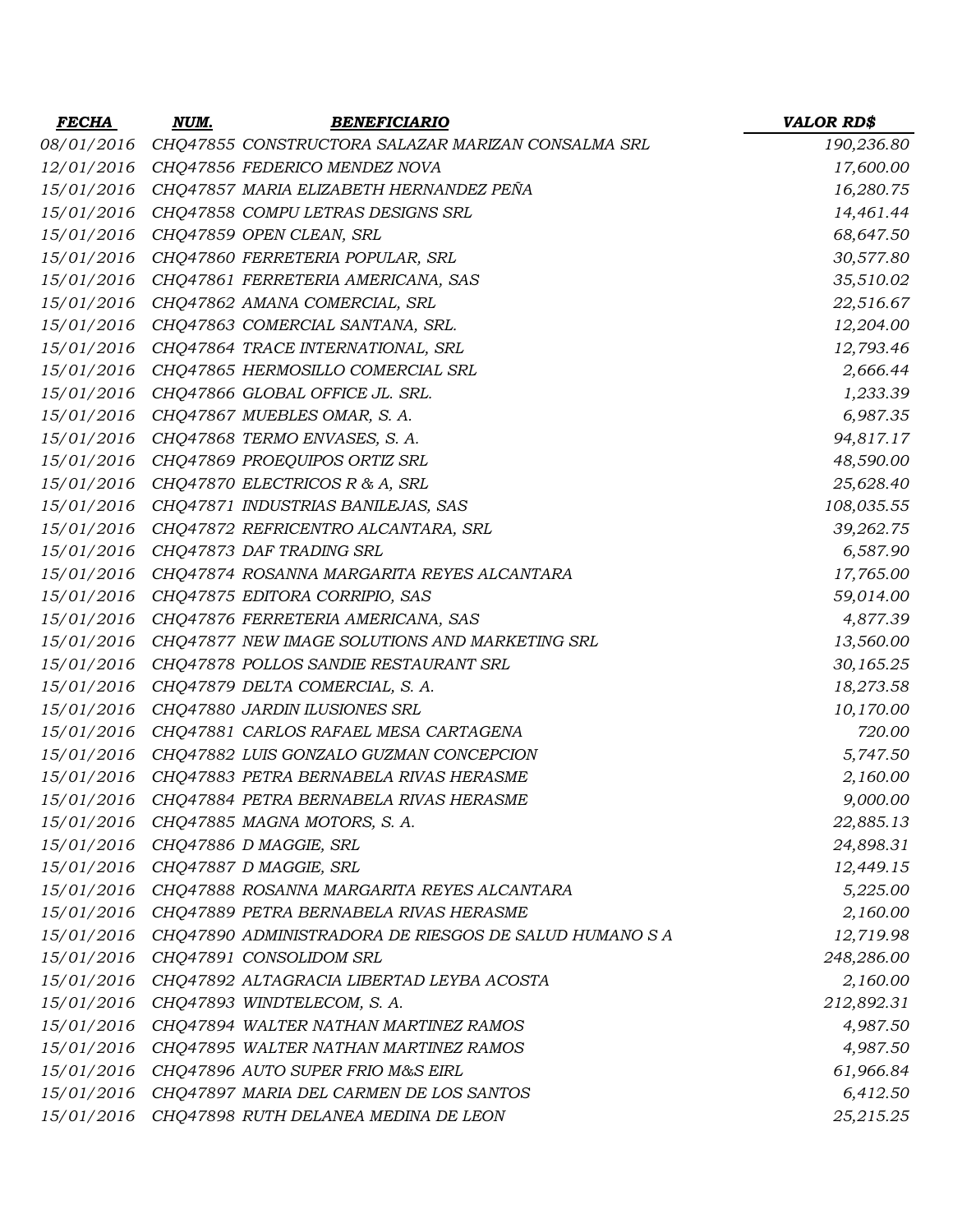| FECHA | NUM. | BENEFICIARIO | VALOR RD$ |
|---|---|---|---|
| 08/01/2016 | CHQ47855 | CONSTRUCTORA SALAZAR MARIZAN CONSALMA SRL | 190,236.80 |
| 12/01/2016 | CHQ47856 | FEDERICO MENDEZ NOVA | 17,600.00 |
| 15/01/2016 | CHQ47857 | MARIA ELIZABETH HERNANDEZ PEÑA | 16,280.75 |
| 15/01/2016 | CHQ47858 | COMPU LETRAS DESIGNS SRL | 14,461.44 |
| 15/01/2016 | CHQ47859 | OPEN CLEAN, SRL | 68,647.50 |
| 15/01/2016 | CHQ47860 | FERRETERIA POPULAR, SRL | 30,577.80 |
| 15/01/2016 | CHQ47861 | FERRETERIA AMERICANA, SAS | 35,510.02 |
| 15/01/2016 | CHQ47862 | AMANA COMERCIAL, SRL | 22,516.67 |
| 15/01/2016 | CHQ47863 | COMERCIAL SANTANA, SRL. | 12,204.00 |
| 15/01/2016 | CHQ47864 | TRACE INTERNATIONAL, SRL | 12,793.46 |
| 15/01/2016 | CHQ47865 | HERMOSILLO COMERCIAL SRL | 2,666.44 |
| 15/01/2016 | CHQ47866 | GLOBAL OFFICE JL. SRL. | 1,233.39 |
| 15/01/2016 | CHQ47867 | MUEBLES OMAR, S. A. | 6,987.35 |
| 15/01/2016 | CHQ47868 | TERMO ENVASES, S. A. | 94,817.17 |
| 15/01/2016 | CHQ47869 | PROEQUIPOS ORTIZ SRL | 48,590.00 |
| 15/01/2016 | CHQ47870 | ELECTRICOS R & A, SRL | 25,628.40 |
| 15/01/2016 | CHQ47871 | INDUSTRIAS BANILEJAS, SAS | 108,035.55 |
| 15/01/2016 | CHQ47872 | REFRICENTRO ALCANTARA, SRL | 39,262.75 |
| 15/01/2016 | CHQ47873 | DAF TRADING SRL | 6,587.90 |
| 15/01/2016 | CHQ47874 | ROSANNA MARGARITA REYES ALCANTARA | 17,765.00 |
| 15/01/2016 | CHQ47875 | EDITORA CORRIPIO, SAS | 59,014.00 |
| 15/01/2016 | CHQ47876 | FERRETERIA AMERICANA, SAS | 4,877.39 |
| 15/01/2016 | CHQ47877 | NEW IMAGE SOLUTIONS AND MARKETING SRL | 13,560.00 |
| 15/01/2016 | CHQ47878 | POLLOS SANDIE RESTAURANT SRL | 30,165.25 |
| 15/01/2016 | CHQ47879 | DELTA COMERCIAL, S. A. | 18,273.58 |
| 15/01/2016 | CHQ47880 | JARDIN ILUSIONES SRL | 10,170.00 |
| 15/01/2016 | CHQ47881 | CARLOS RAFAEL MESA CARTAGENA | 720.00 |
| 15/01/2016 | CHQ47882 | LUIS GONZALO GUZMAN CONCEPCION | 5,747.50 |
| 15/01/2016 | CHQ47883 | PETRA BERNABELA RIVAS HERASME | 2,160.00 |
| 15/01/2016 | CHQ47884 | PETRA BERNABELA RIVAS HERASME | 9,000.00 |
| 15/01/2016 | CHQ47885 | MAGNA MOTORS, S. A. | 22,885.13 |
| 15/01/2016 | CHQ47886 | D MAGGIE, SRL | 24,898.31 |
| 15/01/2016 | CHQ47887 | D MAGGIE, SRL | 12,449.15 |
| 15/01/2016 | CHQ47888 | ROSANNA MARGARITA REYES ALCANTARA | 5,225.00 |
| 15/01/2016 | CHQ47889 | PETRA BERNABELA RIVAS HERASME | 2,160.00 |
| 15/01/2016 | CHQ47890 | ADMINISTRADORA DE RIESGOS DE SALUD HUMANO S A | 12,719.98 |
| 15/01/2016 | CHQ47891 | CONSOLIDOM SRL | 248,286.00 |
| 15/01/2016 | CHQ47892 | ALTAGRACIA LIBERTAD LEYBA ACOSTA | 2,160.00 |
| 15/01/2016 | CHQ47893 | WINDTELECOM, S. A. | 212,892.31 |
| 15/01/2016 | CHQ47894 | WALTER NATHAN MARTINEZ RAMOS | 4,987.50 |
| 15/01/2016 | CHQ47895 | WALTER NATHAN MARTINEZ RAMOS | 4,987.50 |
| 15/01/2016 | CHQ47896 | AUTO SUPER FRIO M&S EIRL | 61,966.84 |
| 15/01/2016 | CHQ47897 | MARIA DEL CARMEN DE LOS SANTOS | 6,412.50 |
| 15/01/2016 | CHQ47898 | RUTH DELANEA MEDINA DE LEON | 25,215.25 |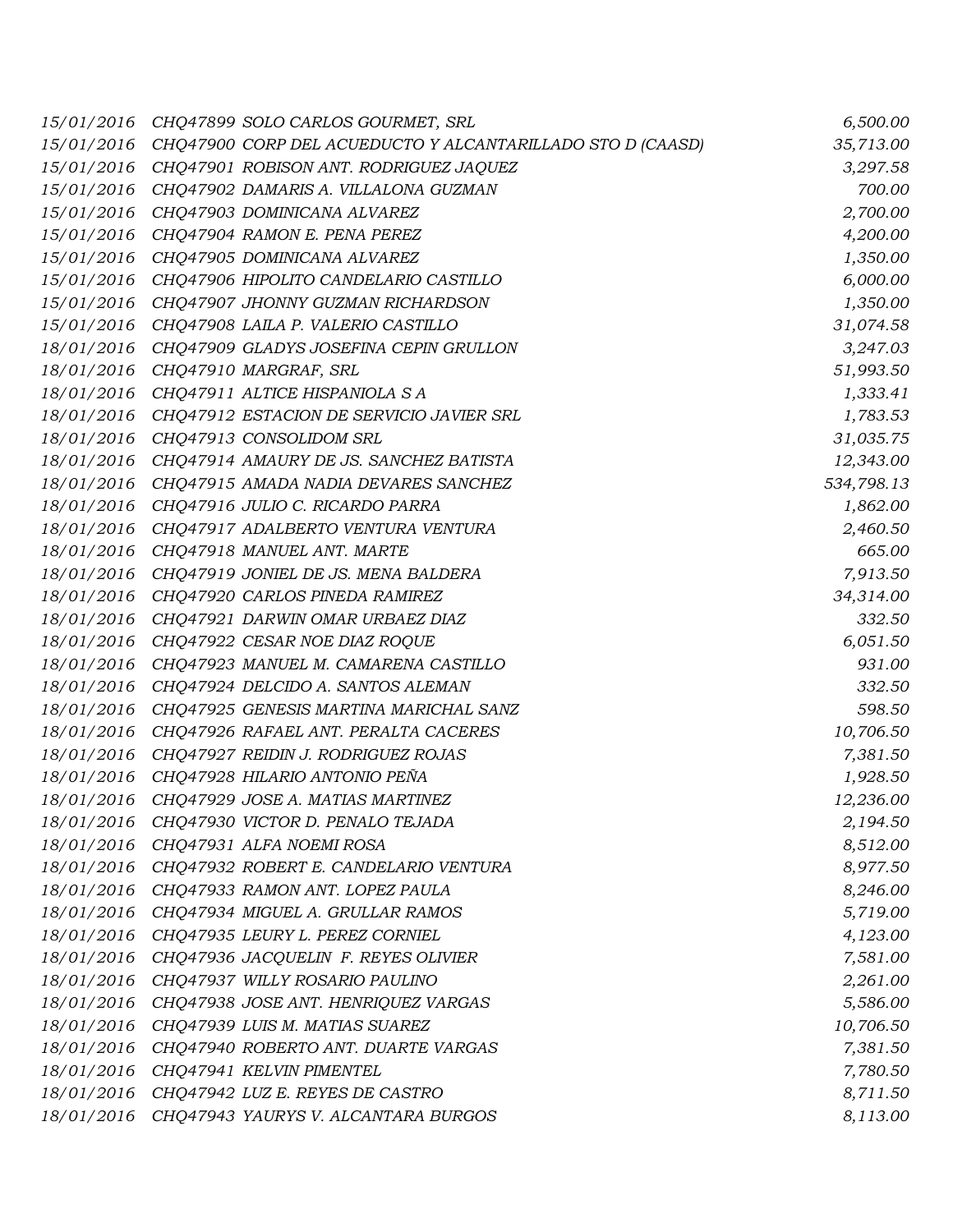| | | | |
|---|---|---|---|
| 15/01/2016 | CHQ47899 | SOLO CARLOS GOURMET, SRL | 6,500.00 |
| 15/01/2016 | CHQ47900 | CORP DEL ACUEDUCTO Y ALCANTARILLADO STO D (CAASD) | 35,713.00 |
| 15/01/2016 | CHQ47901 | ROBISON ANT. RODRIGUEZ JAQUEZ | 3,297.58 |
| 15/01/2016 | CHQ47902 | DAMARIS A. VILLALONA GUZMAN | 700.00 |
| 15/01/2016 | CHQ47903 | DOMINICANA ALVAREZ | 2,700.00 |
| 15/01/2016 | CHQ47904 | RAMON E. PENA PEREZ | 4,200.00 |
| 15/01/2016 | CHQ47905 | DOMINICANA ALVAREZ | 1,350.00 |
| 15/01/2016 | CHQ47906 | HIPOLITO CANDELARIO CASTILLO | 6,000.00 |
| 15/01/2016 | CHQ47907 | JHONNY GUZMAN RICHARDSON | 1,350.00 |
| 15/01/2016 | CHQ47908 | LAILA P. VALERIO CASTILLO | 31,074.58 |
| 18/01/2016 | CHQ47909 | GLADYS JOSEFINA CEPIN GRULLON | 3,247.03 |
| 18/01/2016 | CHQ47910 | MARGRAF, SRL | 51,993.50 |
| 18/01/2016 | CHQ47911 | ALTICE HISPANIOLA S A | 1,333.41 |
| 18/01/2016 | CHQ47912 | ESTACION DE SERVICIO JAVIER SRL | 1,783.53 |
| 18/01/2016 | CHQ47913 | CONSOLIDOM SRL | 31,035.75 |
| 18/01/2016 | CHQ47914 | AMAURY DE JS. SANCHEZ BATISTA | 12,343.00 |
| 18/01/2016 | CHQ47915 | AMADA NADIA DEVARES SANCHEZ | 534,798.13 |
| 18/01/2016 | CHQ47916 | JULIO C. RICARDO PARRA | 1,862.00 |
| 18/01/2016 | CHQ47917 | ADALBERTO VENTURA VENTURA | 2,460.50 |
| 18/01/2016 | CHQ47918 | MANUEL ANT. MARTE | 665.00 |
| 18/01/2016 | CHQ47919 | JONIEL DE JS. MENA BALDERA | 7,913.50 |
| 18/01/2016 | CHQ47920 | CARLOS PINEDA RAMIREZ | 34,314.00 |
| 18/01/2016 | CHQ47921 | DARWIN OMAR URBAEZ DIAZ | 332.50 |
| 18/01/2016 | CHQ47922 | CESAR NOE DIAZ ROQUE | 6,051.50 |
| 18/01/2016 | CHQ47923 | MANUEL M. CAMARENA CASTILLO | 931.00 |
| 18/01/2016 | CHQ47924 | DELCIDO A. SANTOS ALEMAN | 332.50 |
| 18/01/2016 | CHQ47925 | GENESIS MARTINA MARICHAL SANZ | 598.50 |
| 18/01/2016 | CHQ47926 | RAFAEL ANT. PERALTA CACERES | 10,706.50 |
| 18/01/2016 | CHQ47927 | REIDIN J. RODRIGUEZ ROJAS | 7,381.50 |
| 18/01/2016 | CHQ47928 | HILARIO ANTONIO PEÑA | 1,928.50 |
| 18/01/2016 | CHQ47929 | JOSE A. MATIAS MARTINEZ | 12,236.00 |
| 18/01/2016 | CHQ47930 | VICTOR D. PENALO TEJADA | 2,194.50 |
| 18/01/2016 | CHQ47931 | ALFA NOEMI ROSA | 8,512.00 |
| 18/01/2016 | CHQ47932 | ROBERT E. CANDELARIO VENTURA | 8,977.50 |
| 18/01/2016 | CHQ47933 | RAMON ANT. LOPEZ PAULA | 8,246.00 |
| 18/01/2016 | CHQ47934 | MIGUEL A. GRULLAR RAMOS | 5,719.00 |
| 18/01/2016 | CHQ47935 | LEURY L. PEREZ CORNIEL | 4,123.00 |
| 18/01/2016 | CHQ47936 | JACQUELIN F. REYES OLIVIER | 7,581.00 |
| 18/01/2016 | CHQ47937 | WILLY ROSARIO PAULINO | 2,261.00 |
| 18/01/2016 | CHQ47938 | JOSE ANT. HENRIQUEZ VARGAS | 5,586.00 |
| 18/01/2016 | CHQ47939 | LUIS M. MATIAS SUAREZ | 10,706.50 |
| 18/01/2016 | CHQ47940 | ROBERTO ANT. DUARTE VARGAS | 7,381.50 |
| 18/01/2016 | CHQ47941 | KELVIN PIMENTEL | 7,780.50 |
| 18/01/2016 | CHQ47942 | LUZ E. REYES DE CASTRO | 8,711.50 |
| 18/01/2016 | CHQ47943 | YAURYS V. ALCANTARA BURGOS | 8,113.00 |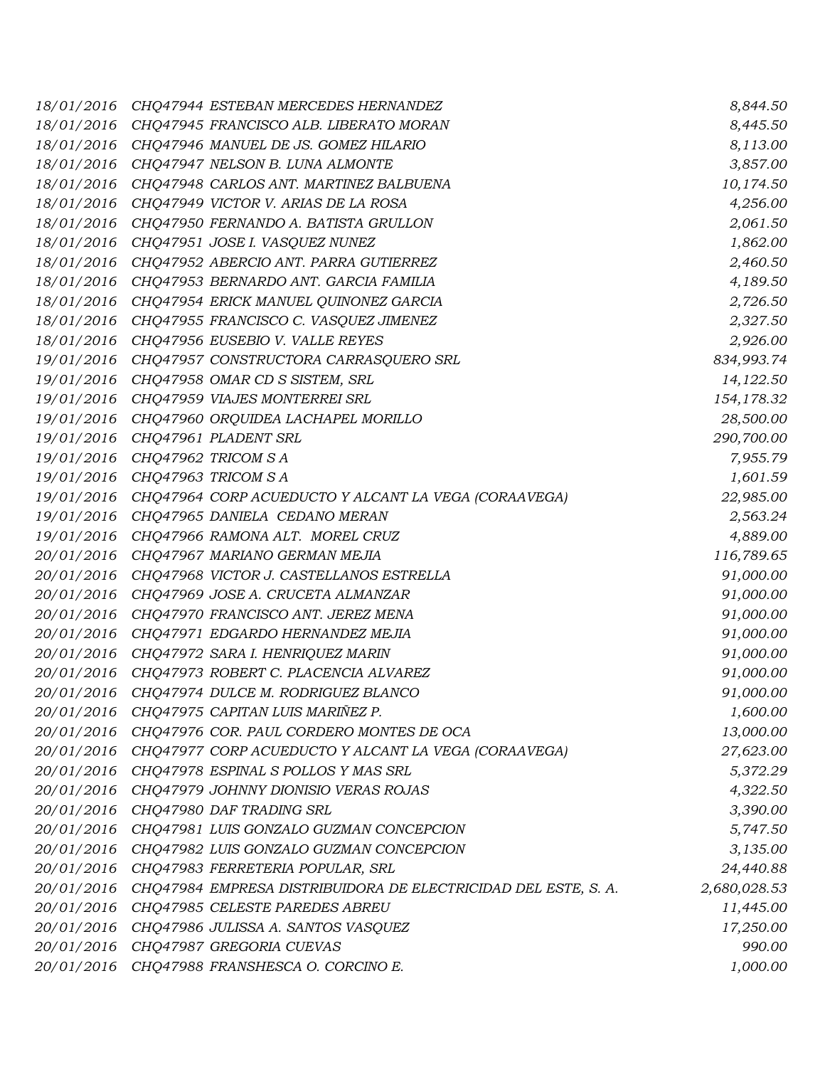| | | |
|---|---|---|
| *18/01/2016* | *CHQ47944 ESTEBAN MERCEDES HERNANDEZ* | *8,844.50* |
| *18/01/2016* | *CHQ47945 FRANCISCO ALB. LIBERATO MORAN* | *8,445.50* |
| *18/01/2016* | *CHQ47946 MANUEL DE JS. GOMEZ HILARIO* | *8,113.00* |
| *18/01/2016* | *CHQ47947 NELSON B. LUNA ALMONTE* | *3,857.00* |
| *18/01/2016* | *CHQ47948 CARLOS ANT. MARTINEZ BALBUENA* | *10,174.50* |
| *18/01/2016* | *CHQ47949 VICTOR V. ARIAS DE LA ROSA* | *4,256.00* |
| *18/01/2016* | *CHQ47950 FERNANDO A. BATISTA GRULLON* | *2,061.50* |
| *18/01/2016* | *CHQ47951 JOSE I. VASQUEZ NUNEZ* | *1,862.00* |
| *18/01/2016* | *CHQ47952 ABERCIO ANT. PARRA GUTIERREZ* | *2,460.50* |
| *18/01/2016* | *CHQ47953 BERNARDO ANT. GARCIA FAMILIA* | *4,189.50* |
| *18/01/2016* | *CHQ47954 ERICK MANUEL QUINONEZ GARCIA* | *2,726.50* |
| *18/01/2016* | *CHQ47955 FRANCISCO C. VASQUEZ JIMENEZ* | *2,327.50* |
| *18/01/2016* | *CHQ47956 EUSEBIO V. VALLE REYES* | *2,926.00* |
| *19/01/2016* | *CHQ47957 CONSTRUCTORA CARRASQUERO SRL* | *834,993.74* |
| *19/01/2016* | *CHQ47958 OMAR CD S SISTEM, SRL* | *14,122.50* |
| *19/01/2016* | *CHQ47959 VIAJES MONTERREI SRL* | *154,178.32* |
| *19/01/2016* | *CHQ47960 ORQUIDEA LACHAPEL MORILLO* | *28,500.00* |
| *19/01/2016* | *CHQ47961 PLADENT SRL* | *290,700.00* |
| *19/01/2016* | *CHQ47962 TRICOM S A* | *7,955.79* |
| *19/01/2016* | *CHQ47963 TRICOM S A* | *1,601.59* |
| *19/01/2016* | *CHQ47964 CORP ACUEDUCTO Y ALCANT LA VEGA (CORAAVEGA)* | *22,985.00* |
| *19/01/2016* | *CHQ47965 DANIELA CEDANO MERAN* | *2,563.24* |
| *19/01/2016* | *CHQ47966 RAMONA ALT. MOREL CRUZ* | *4,889.00* |
| *20/01/2016* | *CHQ47967 MARIANO GERMAN MEJIA* | *116,789.65* |
| *20/01/2016* | *CHQ47968 VICTOR J. CASTELLANOS ESTRELLA* | *91,000.00* |
| *20/01/2016* | *CHQ47969 JOSE A. CRUCETA ALMANZAR* | *91,000.00* |
| *20/01/2016* | *CHQ47970 FRANCISCO ANT. JEREZ MENA* | *91,000.00* |
| *20/01/2016* | *CHQ47971 EDGARDO HERNANDEZ MEJIA* | *91,000.00* |
| *20/01/2016* | *CHQ47972 SARA I. HENRIQUEZ MARIN* | *91,000.00* |
| *20/01/2016* | *CHQ47973 ROBERT C. PLACENCIA ALVAREZ* | *91,000.00* |
| *20/01/2016* | *CHQ47974 DULCE M. RODRIGUEZ BLANCO* | *91,000.00* |
| *20/01/2016* | *CHQ47975 CAPITAN LUIS MARIÑEZ P.* | *1,600.00* |
| *20/01/2016* | *CHQ47976 COR. PAUL CORDERO MONTES DE OCA* | *13,000.00* |
| *20/01/2016* | *CHQ47977 CORP ACUEDUCTO Y ALCANT LA VEGA (CORAAVEGA)* | *27,623.00* |
| *20/01/2016* | *CHQ47978 ESPINAL S POLLOS Y MAS SRL* | *5,372.29* |
| *20/01/2016* | *CHQ47979 JOHNNY DIONISIO VERAS ROJAS* | *4,322.50* |
| *20/01/2016* | *CHQ47980 DAF TRADING SRL* | *3,390.00* |
| *20/01/2016* | *CHQ47981 LUIS GONZALO GUZMAN CONCEPCION* | *5,747.50* |
| *20/01/2016* | *CHQ47982 LUIS GONZALO GUZMAN CONCEPCION* | *3,135.00* |
| *20/01/2016* | *CHQ47983 FERRETERIA POPULAR, SRL* | *24,440.88* |
| *20/01/2016* | *CHQ47984 EMPRESA DISTRIBUIDORA DE ELECTRICIDAD DEL ESTE, S. A.* | *2,680,028.53* |
| *20/01/2016* | *CHQ47985 CELESTE PAREDES ABREU* | *11,445.00* |
| *20/01/2016* | *CHQ47986 JULISSA A. SANTOS VASQUEZ* | *17,250.00* |
| *20/01/2016* | *CHQ47987 GREGORIA CUEVAS* | *990.00* |
| *20/01/2016* | *CHQ47988 FRANSHESCA O. CORCINO E.* | *1,000.00* |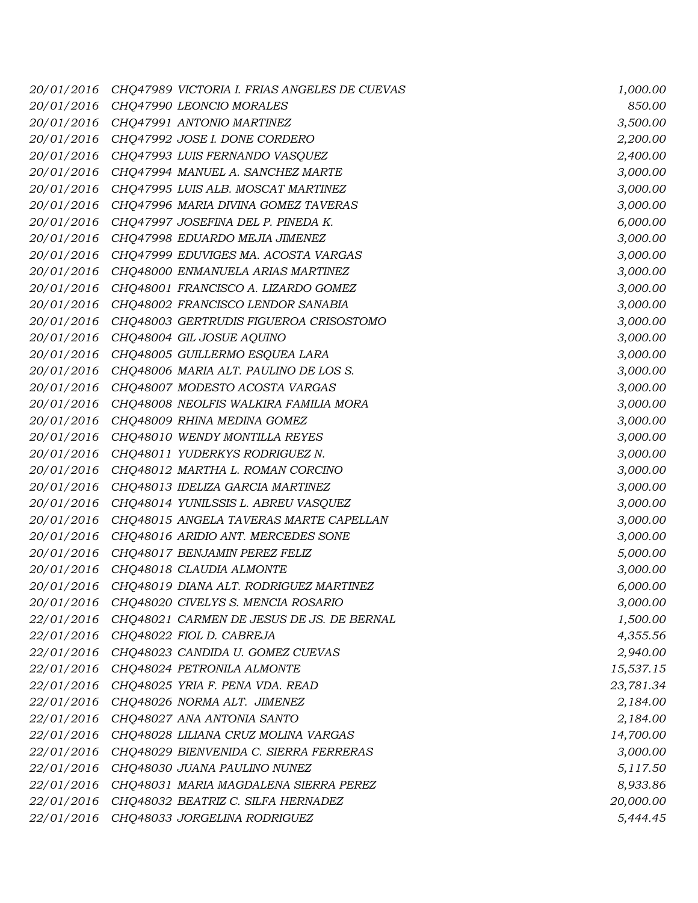| | | |
|---|---|---|
| 20/01/2016 | CHQ47989 VICTORIA I. FRIAS ANGELES DE CUEVAS | 1,000.00 |
| 20/01/2016 | CHQ47990 LEONCIO MORALES | 850.00 |
| 20/01/2016 | CHQ47991 ANTONIO MARTINEZ | 3,500.00 |
| 20/01/2016 | CHQ47992 JOSE I. DONE CORDERO | 2,200.00 |
| 20/01/2016 | CHQ47993 LUIS FERNANDO VASQUEZ | 2,400.00 |
| 20/01/2016 | CHQ47994 MANUEL A. SANCHEZ MARTE | 3,000.00 |
| 20/01/2016 | CHQ47995 LUIS ALB. MOSCAT MARTINEZ | 3,000.00 |
| 20/01/2016 | CHQ47996 MARIA DIVINA GOMEZ TAVERAS | 3,000.00 |
| 20/01/2016 | CHQ47997 JOSEFINA DEL P. PINEDA K. | 6,000.00 |
| 20/01/2016 | CHQ47998 EDUARDO MEJIA JIMENEZ | 3,000.00 |
| 20/01/2016 | CHQ47999 EDUVIGES MA. ACOSTA VARGAS | 3,000.00 |
| 20/01/2016 | CHQ48000 ENMANUELA ARIAS MARTINEZ | 3,000.00 |
| 20/01/2016 | CHQ48001 FRANCISCO A. LIZARDO GOMEZ | 3,000.00 |
| 20/01/2016 | CHQ48002 FRANCISCO LENDOR SANABIA | 3,000.00 |
| 20/01/2016 | CHQ48003 GERTRUDIS FIGUEROA CRISOSTOMO | 3,000.00 |
| 20/01/2016 | CHQ48004 GIL JOSUE AQUINO | 3,000.00 |
| 20/01/2016 | CHQ48005 GUILLERMO ESQUEA LARA | 3,000.00 |
| 20/01/2016 | CHQ48006 MARIA ALT. PAULINO DE LOS S. | 3,000.00 |
| 20/01/2016 | CHQ48007 MODESTO ACOSTA VARGAS | 3,000.00 |
| 20/01/2016 | CHQ48008 NEOLFIS WALKIRA FAMILIA MORA | 3,000.00 |
| 20/01/2016 | CHQ48009 RHINA MEDINA GOMEZ | 3,000.00 |
| 20/01/2016 | CHQ48010 WENDY MONTILLA REYES | 3,000.00 |
| 20/01/2016 | CHQ48011 YUDERKYS RODRIGUEZ N. | 3,000.00 |
| 20/01/2016 | CHQ48012 MARTHA L. ROMAN CORCINO | 3,000.00 |
| 20/01/2016 | CHQ48013 IDELIZA GARCIA MARTINEZ | 3,000.00 |
| 20/01/2016 | CHQ48014 YUNILSSIS L. ABREU VASQUEZ | 3,000.00 |
| 20/01/2016 | CHQ48015 ANGELA TAVERAS MARTE CAPELLAN | 3,000.00 |
| 20/01/2016 | CHQ48016 ARIDIO ANT. MERCEDES SONE | 3,000.00 |
| 20/01/2016 | CHQ48017 BENJAMIN PEREZ FELIZ | 5,000.00 |
| 20/01/2016 | CHQ48018 CLAUDIA ALMONTE | 3,000.00 |
| 20/01/2016 | CHQ48019 DIANA ALT. RODRIGUEZ MARTINEZ | 6,000.00 |
| 20/01/2016 | CHQ48020 CIVELYS S. MENCIA ROSARIO | 3,000.00 |
| 22/01/2016 | CHQ48021 CARMEN DE JESUS DE JS. DE BERNAL | 1,500.00 |
| 22/01/2016 | CHQ48022 FIOL D. CABREJA | 4,355.56 |
| 22/01/2016 | CHQ48023 CANDIDA U. GOMEZ CUEVAS | 2,940.00 |
| 22/01/2016 | CHQ48024 PETRONILA ALMONTE | 15,537.15 |
| 22/01/2016 | CHQ48025 YRIA F. PENA VDA. READ | 23,781.34 |
| 22/01/2016 | CHQ48026 NORMA ALT. JIMENEZ | 2,184.00 |
| 22/01/2016 | CHQ48027 ANA ANTONIA SANTO | 2,184.00 |
| 22/01/2016 | CHQ48028 LILIANA CRUZ MOLINA VARGAS | 14,700.00 |
| 22/01/2016 | CHQ48029 BIENVENIDA C. SIERRA FERRERAS | 3,000.00 |
| 22/01/2016 | CHQ48030 JUANA PAULINO NUNEZ | 5,117.50 |
| 22/01/2016 | CHQ48031 MARIA MAGDALENA SIERRA PEREZ | 8,933.86 |
| 22/01/2016 | CHQ48032 BEATRIZ C. SILFA HERNADEZ | 20,000.00 |
| 22/01/2016 | CHQ48033 JORGELINA RODRIGUEZ | 5,444.45 |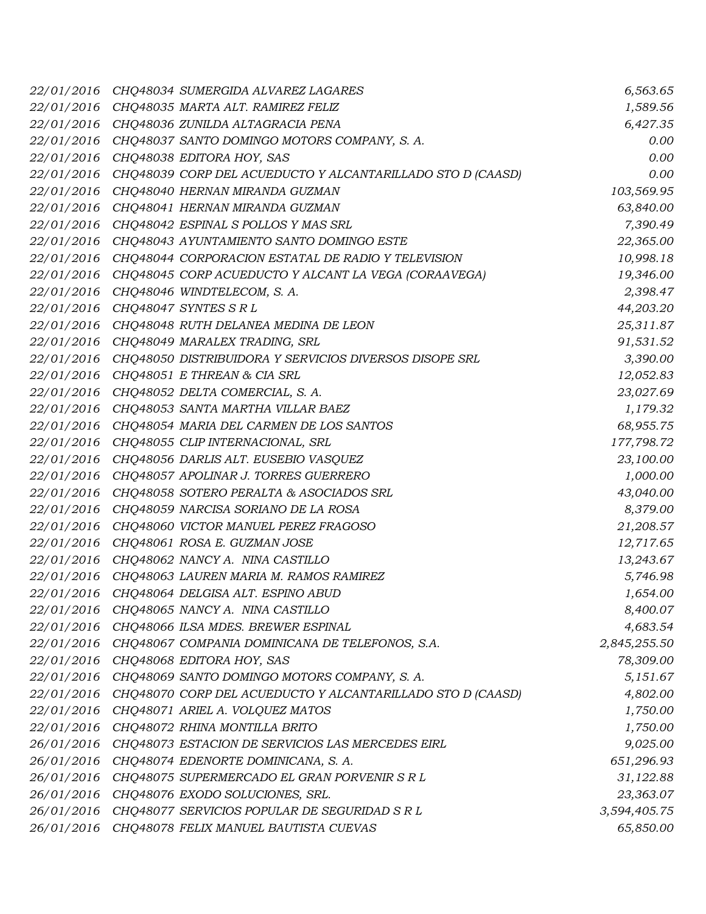| | | |
|---|---|---|
| 22/01/2016 | CHQ48034 SUMERGIDA ALVAREZ LAGARES | 6,563.65 |
| 22/01/2016 | CHQ48035 MARTA ALT. RAMIREZ FELIZ | 1,589.56 |
| 22/01/2016 | CHQ48036 ZUNILDA ALTAGRACIA PENA | 6,427.35 |
| 22/01/2016 | CHQ48037 SANTO DOMINGO MOTORS COMPANY, S. A. | 0.00 |
| 22/01/2016 | CHQ48038 EDITORA HOY, SAS | 0.00 |
| 22/01/2016 | CHQ48039 CORP DEL ACUEDUCTO Y ALCANTARILLADO STO D (CAASD) | 0.00 |
| 22/01/2016 | CHQ48040 HERNAN MIRANDA GUZMAN | 103,569.95 |
| 22/01/2016 | CHQ48041 HERNAN MIRANDA GUZMAN | 63,840.00 |
| 22/01/2016 | CHQ48042 ESPINAL S POLLOS Y MAS SRL | 7,390.49 |
| 22/01/2016 | CHQ48043 AYUNTAMIENTO SANTO DOMINGO ESTE | 22,365.00 |
| 22/01/2016 | CHQ48044 CORPORACION ESTATAL DE RADIO Y TELEVISION | 10,998.18 |
| 22/01/2016 | CHQ48045 CORP ACUEDUCTO Y ALCANT LA VEGA (CORAAVEGA) | 19,346.00 |
| 22/01/2016 | CHQ48046 WINDTELECOM, S. A. | 2,398.47 |
| 22/01/2016 | CHQ48047 SYNTES S R L | 44,203.20 |
| 22/01/2016 | CHQ48048 RUTH DELANEA MEDINA DE LEON | 25,311.87 |
| 22/01/2016 | CHQ48049 MARALEX TRADING, SRL | 91,531.52 |
| 22/01/2016 | CHQ48050 DISTRIBUIDORA Y SERVICIOS DIVERSOS DISOPE SRL | 3,390.00 |
| 22/01/2016 | CHQ48051 E THREAN & CIA SRL | 12,052.83 |
| 22/01/2016 | CHQ48052 DELTA COMERCIAL, S. A. | 23,027.69 |
| 22/01/2016 | CHQ48053 SANTA MARTHA VILLAR BAEZ | 1,179.32 |
| 22/01/2016 | CHQ48054 MARIA DEL CARMEN DE LOS SANTOS | 68,955.75 |
| 22/01/2016 | CHQ48055 CLIP INTERNACIONAL, SRL | 177,798.72 |
| 22/01/2016 | CHQ48056 DARLIS ALT. EUSEBIO VASQUEZ | 23,100.00 |
| 22/01/2016 | CHQ48057 APOLINAR J. TORRES GUERRERO | 1,000.00 |
| 22/01/2016 | CHQ48058 SOTERO PERALTA & ASOCIADOS SRL | 43,040.00 |
| 22/01/2016 | CHQ48059 NARCISA SORIANO DE LA ROSA | 8,379.00 |
| 22/01/2016 | CHQ48060 VICTOR MANUEL PEREZ FRAGOSO | 21,208.57 |
| 22/01/2016 | CHQ48061 ROSA E. GUZMAN JOSE | 12,717.65 |
| 22/01/2016 | CHQ48062 NANCY A. NINA CASTILLO | 13,243.67 |
| 22/01/2016 | CHQ48063 LAUREN MARIA M. RAMOS RAMIREZ | 5,746.98 |
| 22/01/2016 | CHQ48064 DELGISA ALT. ESPINO ABUD | 1,654.00 |
| 22/01/2016 | CHQ48065 NANCY A. NINA CASTILLO | 8,400.07 |
| 22/01/2016 | CHQ48066 ILSA MDES. BREWER ESPINAL | 4,683.54 |
| 22/01/2016 | CHQ48067 COMPANIA DOMINICANA DE TELEFONOS, S.A. | 2,845,255.50 |
| 22/01/2016 | CHQ48068 EDITORA HOY, SAS | 78,309.00 |
| 22/01/2016 | CHQ48069 SANTO DOMINGO MOTORS COMPANY, S. A. | 5,151.67 |
| 22/01/2016 | CHQ48070 CORP DEL ACUEDUCTO Y ALCANTARILLADO STO D (CAASD) | 4,802.00 |
| 22/01/2016 | CHQ48071 ARIEL A. VOLQUEZ MATOS | 1,750.00 |
| 22/01/2016 | CHQ48072 RHINA MONTILLA BRITO | 1,750.00 |
| 26/01/2016 | CHQ48073 ESTACION DE SERVICIOS LAS MERCEDES EIRL | 9,025.00 |
| 26/01/2016 | CHQ48074 EDENORTE DOMINICANA, S. A. | 651,296.93 |
| 26/01/2016 | CHQ48075 SUPERMERCADO EL GRAN PORVENIR S R L | 31,122.88 |
| 26/01/2016 | CHQ48076 EXODO SOLUCIONES, SRL. | 23,363.07 |
| 26/01/2016 | CHQ48077 SERVICIOS POPULAR DE SEGURIDAD S R L | 3,594,405.75 |
| 26/01/2016 | CHQ48078 FELIX MANUEL BAUTISTA CUEVAS | 65,850.00 |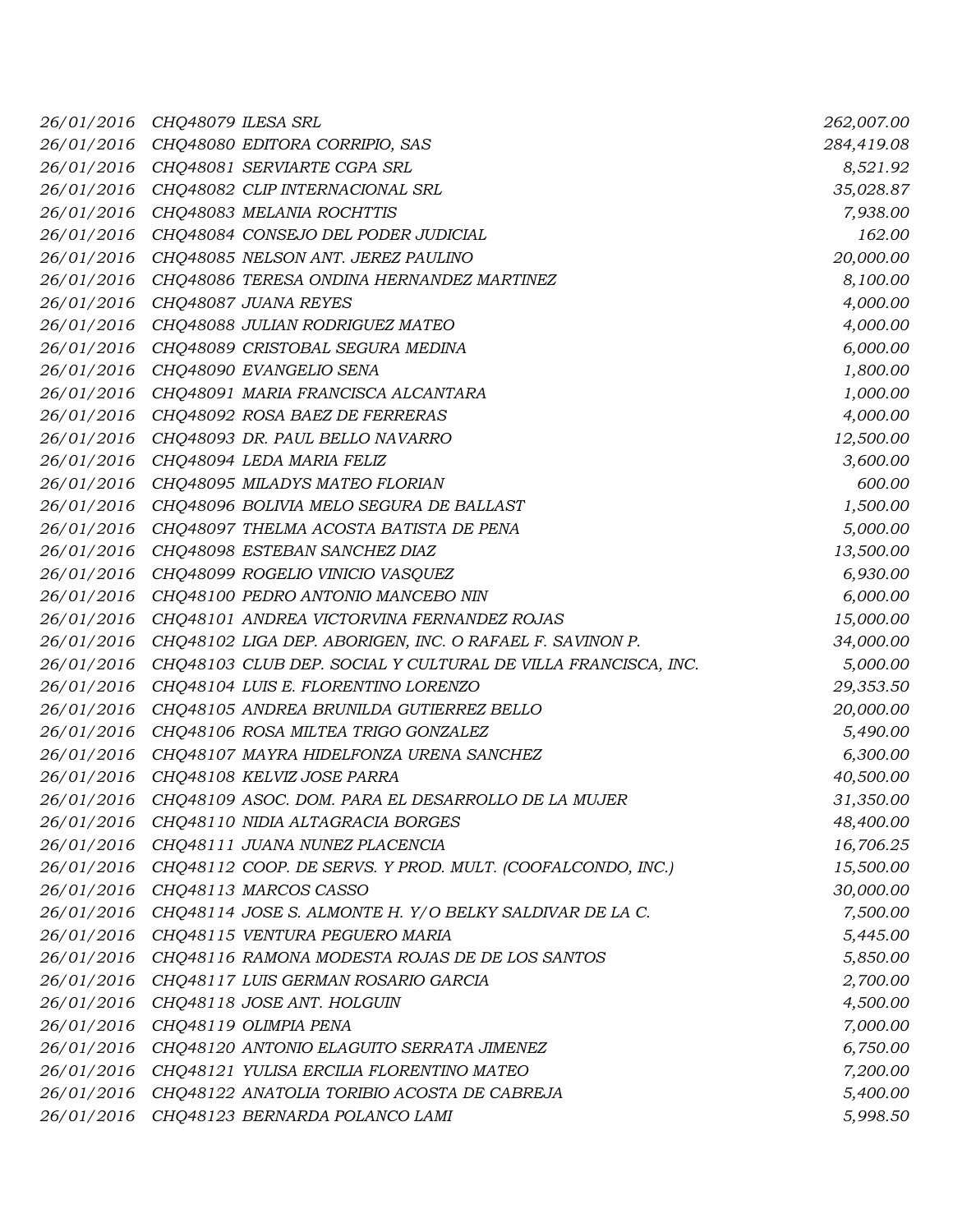| | | | |
|---|---|---|---|
| *26/01/2016* | *CHQ48079* | *ILESA SRL* | *262,007.00* |
| *26/01/2016* | *CHQ48080* | *EDITORA CORRIPIO, SAS* | *284,419.08* |
| *26/01/2016* | *CHQ48081* | *SERVIARTE CGPA SRL* | *8,521.92* |
| *26/01/2016* | *CHQ48082* | *CLIP INTERNACIONAL SRL* | *35,028.87* |
| *26/01/2016* | *CHQ48083* | *MELANIA ROCHTTIS* | *7,938.00* |
| *26/01/2016* | *CHQ48084* | *CONSEJO DEL PODER JUDICIAL* | *162.00* |
| *26/01/2016* | *CHQ48085* | *NELSON ANT. JEREZ PAULINO* | *20,000.00* |
| *26/01/2016* | *CHQ48086* | *TERESA ONDINA HERNANDEZ MARTINEZ* | *8,100.00* |
| *26/01/2016* | *CHQ48087* | *JUANA REYES* | *4,000.00* |
| *26/01/2016* | *CHQ48088* | *JULIAN RODRIGUEZ MATEO* | *4,000.00* |
| *26/01/2016* | *CHQ48089* | *CRISTOBAL SEGURA MEDINA* | *6,000.00* |
| *26/01/2016* | *CHQ48090* | *EVANGELIO SENA* | *1,800.00* |
| *26/01/2016* | *CHQ48091* | *MARIA FRANCISCA ALCANTARA* | *1,000.00* |
| *26/01/2016* | *CHQ48092* | *ROSA BAEZ DE FERRERAS* | *4,000.00* |
| *26/01/2016* | *CHQ48093* | *DR. PAUL BELLO NAVARRO* | *12,500.00* |
| *26/01/2016* | *CHQ48094* | *LEDA MARIA FELIZ* | *3,600.00* |
| *26/01/2016* | *CHQ48095* | *MILADYS MATEO FLORIAN* | *600.00* |
| *26/01/2016* | *CHQ48096* | *BOLIVIA MELO SEGURA DE BALLAST* | *1,500.00* |
| *26/01/2016* | *CHQ48097* | *THELMA ACOSTA BATISTA DE PENA* | *5,000.00* |
| *26/01/2016* | *CHQ48098* | *ESTEBAN SANCHEZ DIAZ* | *13,500.00* |
| *26/01/2016* | *CHQ48099* | *ROGELIO VINICIO VASQUEZ* | *6,930.00* |
| *26/01/2016* | *CHQ48100* | *PEDRO ANTONIO MANCEBO NIN* | *6,000.00* |
| *26/01/2016* | *CHQ48101* | *ANDREA VICTORVINA FERNANDEZ ROJAS* | *15,000.00* |
| *26/01/2016* | *CHQ48102* | *LIGA DEP. ABORIGEN, INC. O RAFAEL F. SAVINON P.* | *34,000.00* |
| *26/01/2016* | *CHQ48103* | *CLUB DEP. SOCIAL Y CULTURAL DE VILLA FRANCISCA, INC.* | *5,000.00* |
| *26/01/2016* | *CHQ48104* | *LUIS E. FLORENTINO LORENZO* | *29,353.50* |
| *26/01/2016* | *CHQ48105* | *ANDREA BRUNILDA GUTIERREZ BELLO* | *20,000.00* |
| *26/01/2016* | *CHQ48106* | *ROSA MILTEA TRIGO GONZALEZ* | *5,490.00* |
| *26/01/2016* | *CHQ48107* | *MAYRA HIDELFONZA URENA SANCHEZ* | *6,300.00* |
| *26/01/2016* | *CHQ48108* | *KELVIZ JOSE PARRA* | *40,500.00* |
| *26/01/2016* | *CHQ48109* | *ASOC. DOM. PARA EL DESARROLLO DE LA MUJER* | *31,350.00* |
| *26/01/2016* | *CHQ48110* | *NIDIA ALTAGRACIA BORGES* | *48,400.00* |
| *26/01/2016* | *CHQ48111* | *JUANA NUNEZ PLACENCIA* | *16,706.25* |
| *26/01/2016* | *CHQ48112* | *COOP. DE SERVS. Y PROD. MULT. (COOFALCONDO, INC.)* | *15,500.00* |
| *26/01/2016* | *CHQ48113* | *MARCOS CASSO* | *30,000.00* |
| *26/01/2016* | *CHQ48114* | *JOSE S. ALMONTE H. Y/O BELKY SALDIVAR DE LA C.* | *7,500.00* |
| *26/01/2016* | *CHQ48115* | *VENTURA PEGUERO MARIA* | *5,445.00* |
| *26/01/2016* | *CHQ48116* | *RAMONA MODESTA ROJAS DE DE LOS SANTOS* | *5,850.00* |
| *26/01/2016* | *CHQ48117* | *LUIS GERMAN ROSARIO GARCIA* | *2,700.00* |
| *26/01/2016* | *CHQ48118* | *JOSE ANT. HOLGUIN* | *4,500.00* |
| *26/01/2016* | *CHQ48119* | *OLIMPIA PENA* | *7,000.00* |
| *26/01/2016* | *CHQ48120* | *ANTONIO ELAGUITO SERRATA JIMENEZ* | *6,750.00* |
| *26/01/2016* | *CHQ48121* | *YULISA ERCILIA FLORENTINO MATEO* | *7,200.00* |
| *26/01/2016* | *CHQ48122* | *ANATOLIA TORIBIO ACOSTA DE CABREJA* | *5,400.00* |
| *26/01/2016* | *CHQ48123* | *BERNARDA POLANCO LAMI* | *5,998.50* |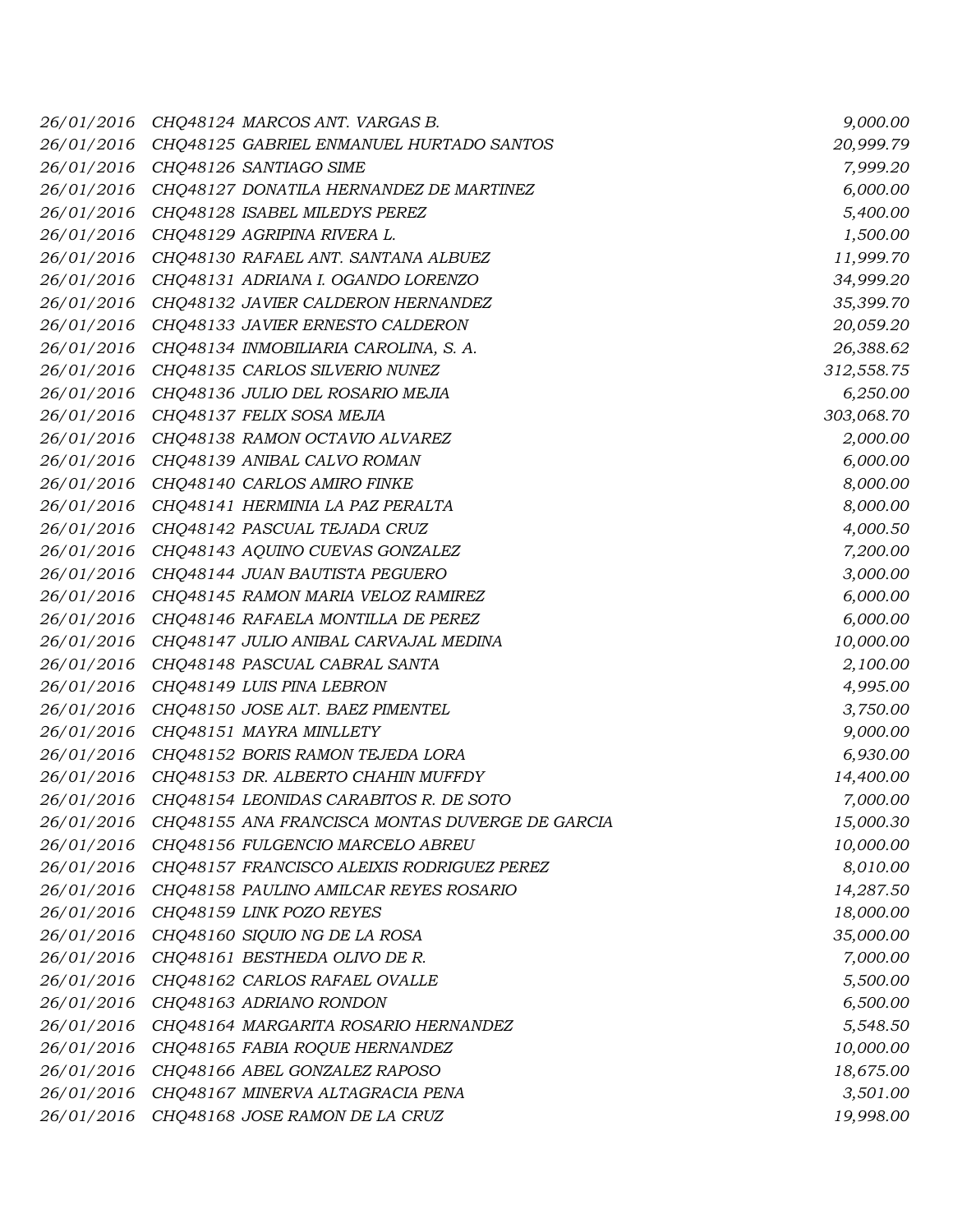| | | |
|---|---|---|
| 26/01/2016 | CHQ48124 MARCOS ANT. VARGAS B. | 9,000.00 |
| 26/01/2016 | CHQ48125 GABRIEL ENMANUEL HURTADO SANTOS | 20,999.79 |
| 26/01/2016 | CHQ48126 SANTIAGO SIME | 7,999.20 |
| 26/01/2016 | CHQ48127 DONATILA HERNANDEZ DE MARTINEZ | 6,000.00 |
| 26/01/2016 | CHQ48128 ISABEL MILEDYS PEREZ | 5,400.00 |
| 26/01/2016 | CHQ48129 AGRIPINA RIVERA L. | 1,500.00 |
| 26/01/2016 | CHQ48130 RAFAEL ANT. SANTANA ALBUEZ | 11,999.70 |
| 26/01/2016 | CHQ48131 ADRIANA I. OGANDO LORENZO | 34,999.20 |
| 26/01/2016 | CHQ48132 JAVIER CALDERON HERNANDEZ | 35,399.70 |
| 26/01/2016 | CHQ48133 JAVIER ERNESTO CALDERON | 20,059.20 |
| 26/01/2016 | CHQ48134 INMOBILIARIA CAROLINA, S. A. | 26,388.62 |
| 26/01/2016 | CHQ48135 CARLOS SILVERIO NUNEZ | 312,558.75 |
| 26/01/2016 | CHQ48136 JULIO DEL ROSARIO MEJIA | 6,250.00 |
| 26/01/2016 | CHQ48137 FELIX SOSA MEJIA | 303,068.70 |
| 26/01/2016 | CHQ48138 RAMON OCTAVIO ALVAREZ | 2,000.00 |
| 26/01/2016 | CHQ48139 ANIBAL CALVO ROMAN | 6,000.00 |
| 26/01/2016 | CHQ48140 CARLOS AMIRO FINKE | 8,000.00 |
| 26/01/2016 | CHQ48141 HERMINIA LA PAZ PERALTA | 8,000.00 |
| 26/01/2016 | CHQ48142 PASCUAL TEJADA CRUZ | 4,000.50 |
| 26/01/2016 | CHQ48143 AQUINO CUEVAS GONZALEZ | 7,200.00 |
| 26/01/2016 | CHQ48144 JUAN BAUTISTA PEGUERO | 3,000.00 |
| 26/01/2016 | CHQ48145 RAMON MARIA VELOZ RAMIREZ | 6,000.00 |
| 26/01/2016 | CHQ48146 RAFAELA MONTILLA DE PEREZ | 6,000.00 |
| 26/01/2016 | CHQ48147 JULIO ANIBAL CARVAJAL MEDINA | 10,000.00 |
| 26/01/2016 | CHQ48148 PASCUAL CABRAL SANTA | 2,100.00 |
| 26/01/2016 | CHQ48149 LUIS PINA LEBRON | 4,995.00 |
| 26/01/2016 | CHQ48150 JOSE ALT. BAEZ PIMENTEL | 3,750.00 |
| 26/01/2016 | CHQ48151 MAYRA MINLLETY | 9,000.00 |
| 26/01/2016 | CHQ48152 BORIS RAMON TEJEDA LORA | 6,930.00 |
| 26/01/2016 | CHQ48153 DR. ALBERTO CHAHIN MUFFDY | 14,400.00 |
| 26/01/2016 | CHQ48154 LEONIDAS CARABITOS R. DE SOTO | 7,000.00 |
| 26/01/2016 | CHQ48155 ANA FRANCISCA MONTAS DUVERGE DE GARCIA | 15,000.30 |
| 26/01/2016 | CHQ48156 FULGENCIO MARCELO ABREU | 10,000.00 |
| 26/01/2016 | CHQ48157 FRANCISCO ALEIXIS RODRIGUEZ PEREZ | 8,010.00 |
| 26/01/2016 | CHQ48158 PAULINO AMILCAR REYES ROSARIO | 14,287.50 |
| 26/01/2016 | CHQ48159 LINK POZO REYES | 18,000.00 |
| 26/01/2016 | CHQ48160 SIQUIO NG DE LA ROSA | 35,000.00 |
| 26/01/2016 | CHQ48161 BESTHEDA OLIVO DE R. | 7,000.00 |
| 26/01/2016 | CHQ48162 CARLOS RAFAEL OVALLE | 5,500.00 |
| 26/01/2016 | CHQ48163 ADRIANO RONDON | 6,500.00 |
| 26/01/2016 | CHQ48164 MARGARITA ROSARIO HERNANDEZ | 5,548.50 |
| 26/01/2016 | CHQ48165 FABIA ROQUE HERNANDEZ | 10,000.00 |
| 26/01/2016 | CHQ48166 ABEL GONZALEZ RAPOSO | 18,675.00 |
| 26/01/2016 | CHQ48167 MINERVA ALTAGRACIA PENA | 3,501.00 |
| 26/01/2016 | CHQ48168 JOSE RAMON DE LA CRUZ | 19,998.00 |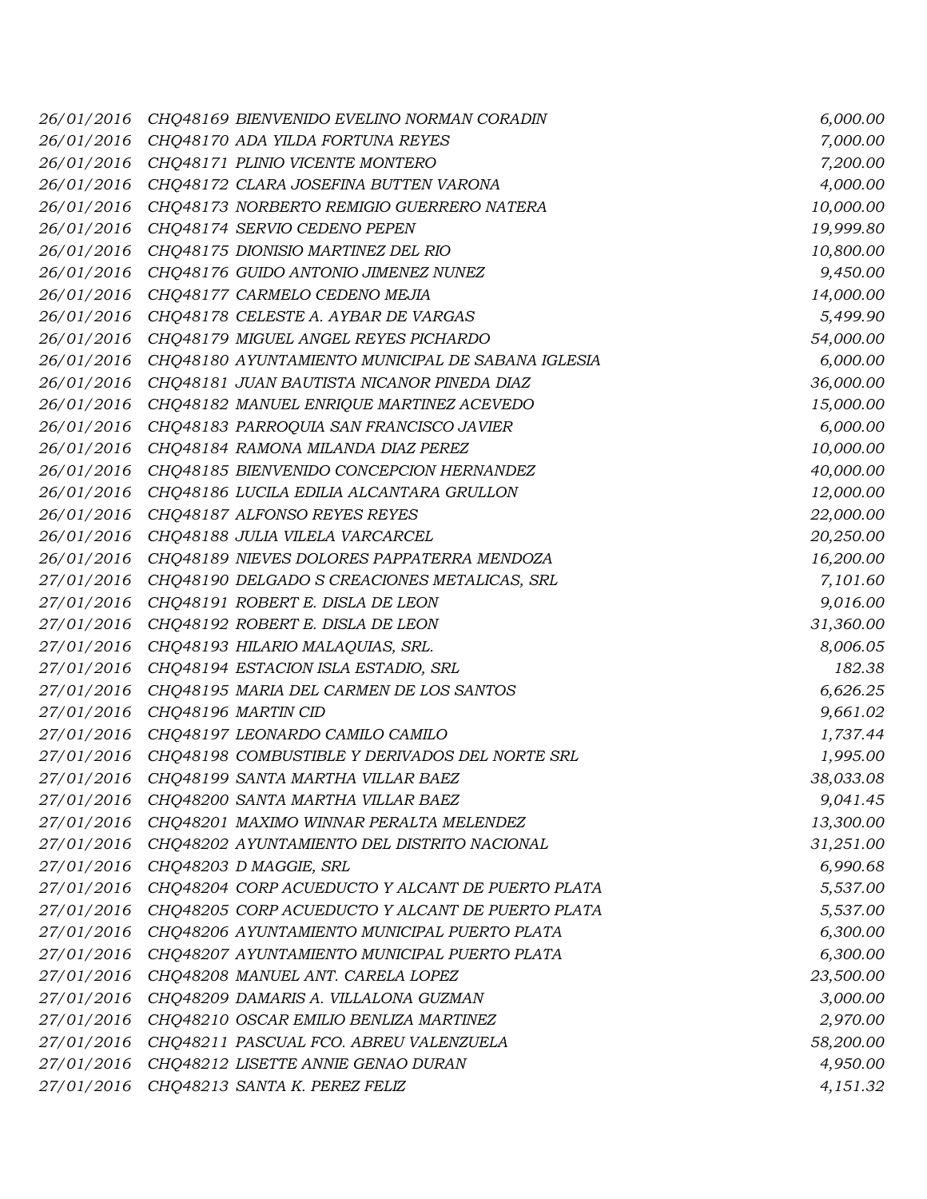| | | |
|---|---|---|
| *26/01/2016* | *CHQ48169 BIENVENIDO EVELINO NORMAN CORADIN* | *6,000.00* |
| *26/01/2016* | *CHQ48170 ADA YILDA FORTUNA REYES* | *7,000.00* |
| *26/01/2016* | *CHQ48171 PLINIO VICENTE MONTERO* | *7,200.00* |
| *26/01/2016* | *CHQ48172 CLARA JOSEFINA BUTTEN VARONA* | *4,000.00* |
| *26/01/2016* | *CHQ48173 NORBERTO REMIGIO GUERRERO NATERA* | *10,000.00* |
| *26/01/2016* | *CHQ48174 SERVIO CEDENO PEPEN* | *19,999.80* |
| *26/01/2016* | *CHQ48175 DIONISIO MARTINEZ DEL RIO* | *10,800.00* |
| *26/01/2016* | *CHQ48176 GUIDO ANTONIO JIMENEZ NUNEZ* | *9,450.00* |
| *26/01/2016* | *CHQ48177 CARMELO CEDENO MEJIA* | *14,000.00* |
| *26/01/2016* | *CHQ48178 CELESTE A. AYBAR DE VARGAS* | *5,499.90* |
| *26/01/2016* | *CHQ48179 MIGUEL ANGEL REYES PICHARDO* | *54,000.00* |
| *26/01/2016* | *CHQ48180 AYUNTAMIENTO MUNICIPAL DE SABANA IGLESIA* | *6,000.00* |
| *26/01/2016* | *CHQ48181 JUAN BAUTISTA NICANOR PINEDA DIAZ* | *36,000.00* |
| *26/01/2016* | *CHQ48182 MANUEL ENRIQUE MARTINEZ ACEVEDO* | *15,000.00* |
| *26/01/2016* | *CHQ48183 PARROQUIA SAN FRANCISCO JAVIER* | *6,000.00* |
| *26/01/2016* | *CHQ48184 RAMONA MILANDA DIAZ PEREZ* | *10,000.00* |
| *26/01/2016* | *CHQ48185 BIENVENIDO CONCEPCION HERNANDEZ* | *40,000.00* |
| *26/01/2016* | *CHQ48186 LUCILA EDILIA ALCANTARA GRULLON* | *12,000.00* |
| *26/01/2016* | *CHQ48187 ALFONSO REYES REYES* | *22,000.00* |
| *26/01/2016* | *CHQ48188 JULIA VILELA VARCARCEL* | *20,250.00* |
| *26/01/2016* | *CHQ48189 NIEVES DOLORES PAPPATERRA MENDOZA* | *16,200.00* |
| *27/01/2016* | *CHQ48190 DELGADO S CREACIONES METALICAS, SRL* | *7,101.60* |
| *27/01/2016* | *CHQ48191 ROBERT E. DISLA DE LEON* | *9,016.00* |
| *27/01/2016* | *CHQ48192 ROBERT E. DISLA DE LEON* | *31,360.00* |
| *27/01/2016* | *CHQ48193 HILARIO MALAQUIAS, SRL.* | *8,006.05* |
| *27/01/2016* | *CHQ48194 ESTACION ISLA ESTADIO, SRL* | *182.38* |
| *27/01/2016* | *CHQ48195 MARIA DEL CARMEN DE LOS SANTOS* | *6,626.25* |
| *27/01/2016* | *CHQ48196 MARTIN CID* | *9,661.02* |
| *27/01/2016* | *CHQ48197 LEONARDO CAMILO CAMILO* | *1,737.44* |
| *27/01/2016* | *CHQ48198 COMBUSTIBLE Y DERIVADOS DEL NORTE SRL* | *1,995.00* |
| *27/01/2016* | *CHQ48199 SANTA MARTHA VILLAR BAEZ* | *38,033.08* |
| *27/01/2016* | *CHQ48200 SANTA MARTHA VILLAR BAEZ* | *9,041.45* |
| *27/01/2016* | *CHQ48201 MAXIMO WINNAR PERALTA MELENDEZ* | *13,300.00* |
| *27/01/2016* | *CHQ48202 AYUNTAMIENTO DEL DISTRITO NACIONAL* | *31,251.00* |
| *27/01/2016* | *CHQ48203 D MAGGIE, SRL* | *6,990.68* |
| *27/01/2016* | *CHQ48204 CORP ACUEDUCTO Y ALCANT DE PUERTO PLATA* | *5,537.00* |
| *27/01/2016* | *CHQ48205 CORP ACUEDUCTO Y ALCANT DE PUERTO PLATA* | *5,537.00* |
| *27/01/2016* | *CHQ48206 AYUNTAMIENTO MUNICIPAL PUERTO PLATA* | *6,300.00* |
| *27/01/2016* | *CHQ48207 AYUNTAMIENTO MUNICIPAL PUERTO PLATA* | *6,300.00* |
| *27/01/2016* | *CHQ48208 MANUEL ANT. CARELA LOPEZ* | *23,500.00* |
| *27/01/2016* | *CHQ48209 DAMARIS A. VILLALONA GUZMAN* | *3,000.00* |
| *27/01/2016* | *CHQ48210 OSCAR EMILIO BENLIZA MARTINEZ* | *2,970.00* |
| *27/01/2016* | *CHQ48211 PASCUAL FCO. ABREU VALENZUELA* | *58,200.00* |
| *27/01/2016* | *CHQ48212 LISETTE ANNIE GENAO DURAN* | *4,950.00* |
| *27/01/2016* | *CHQ48213 SANTA K. PEREZ FELIZ* | *4,151.32* |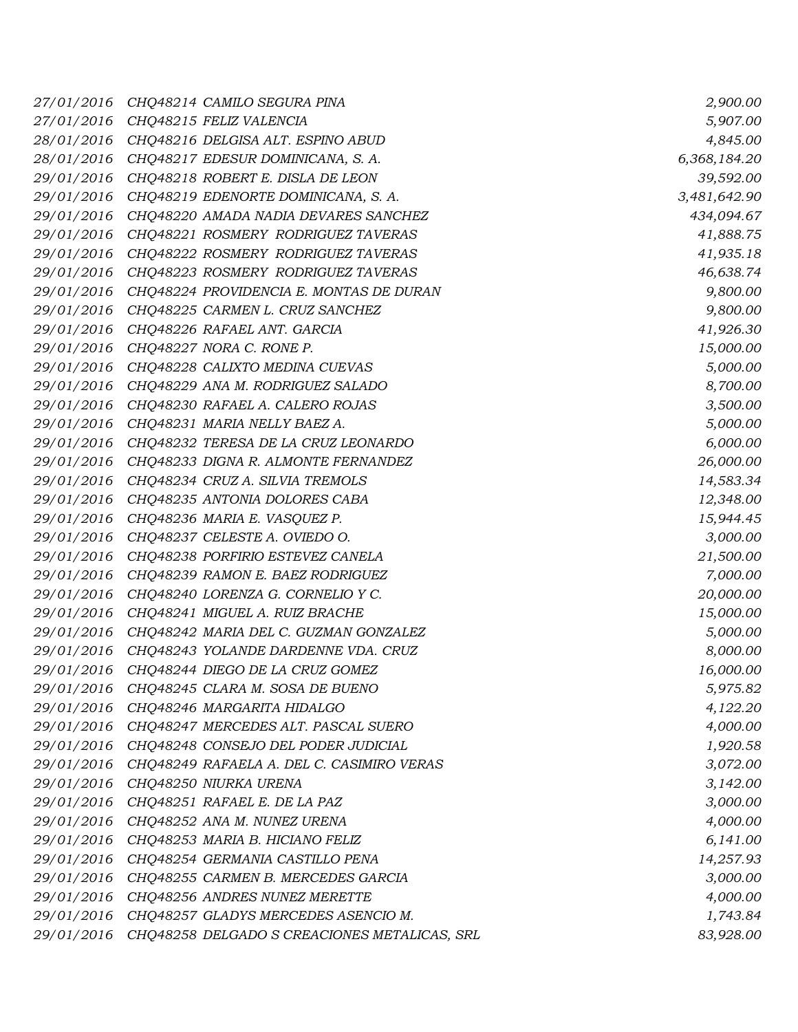| | | | |
|---|---|---|---|
| 27/01/2016 | CHQ48214 | CAMILO SEGURA PINA | 2,900.00 |
| 27/01/2016 | CHQ48215 | FELIZ VALENCIA | 5,907.00 |
| 28/01/2016 | CHQ48216 | DELGISA ALT. ESPINO ABUD | 4,845.00 |
| 28/01/2016 | CHQ48217 | EDESUR DOMINICANA, S. A. | 6,368,184.20 |
| 29/01/2016 | CHQ48218 | ROBERT E. DISLA DE LEON | 39,592.00 |
| 29/01/2016 | CHQ48219 | EDENORTE DOMINICANA, S. A. | 3,481,642.90 |
| 29/01/2016 | CHQ48220 | AMADA NADIA DEVARES SANCHEZ | 434,094.67 |
| 29/01/2016 | CHQ48221 | ROSMERY RODRIGUEZ TAVERAS | 41,888.75 |
| 29/01/2016 | CHQ48222 | ROSMERY RODRIGUEZ TAVERAS | 41,935.18 |
| 29/01/2016 | CHQ48223 | ROSMERY RODRIGUEZ TAVERAS | 46,638.74 |
| 29/01/2016 | CHQ48224 | PROVIDENCIA E. MONTAS DE DURAN | 9,800.00 |
| 29/01/2016 | CHQ48225 | CARMEN L. CRUZ SANCHEZ | 9,800.00 |
| 29/01/2016 | CHQ48226 | RAFAEL ANT. GARCIA | 41,926.30 |
| 29/01/2016 | CHQ48227 | NORA C. RONE P. | 15,000.00 |
| 29/01/2016 | CHQ48228 | CALIXTO MEDINA CUEVAS | 5,000.00 |
| 29/01/2016 | CHQ48229 | ANA M. RODRIGUEZ SALADO | 8,700.00 |
| 29/01/2016 | CHQ48230 | RAFAEL A. CALERO ROJAS | 3,500.00 |
| 29/01/2016 | CHQ48231 | MARIA NELLY BAEZ A. | 5,000.00 |
| 29/01/2016 | CHQ48232 | TERESA DE LA CRUZ LEONARDO | 6,000.00 |
| 29/01/2016 | CHQ48233 | DIGNA R. ALMONTE FERNANDEZ | 26,000.00 |
| 29/01/2016 | CHQ48234 | CRUZ A. SILVIA TREMOLS | 14,583.34 |
| 29/01/2016 | CHQ48235 | ANTONIA DOLORES CABA | 12,348.00 |
| 29/01/2016 | CHQ48236 | MARIA E. VASQUEZ P. | 15,944.45 |
| 29/01/2016 | CHQ48237 | CELESTE A. OVIEDO O. | 3,000.00 |
| 29/01/2016 | CHQ48238 | PORFIRIO ESTEVEZ CANELA | 21,500.00 |
| 29/01/2016 | CHQ48239 | RAMON E. BAEZ RODRIGUEZ | 7,000.00 |
| 29/01/2016 | CHQ48240 | LORENZA G. CORNELIO Y C. | 20,000.00 |
| 29/01/2016 | CHQ48241 | MIGUEL A. RUIZ BRACHE | 15,000.00 |
| 29/01/2016 | CHQ48242 | MARIA DEL C. GUZMAN GONZALEZ | 5,000.00 |
| 29/01/2016 | CHQ48243 | YOLANDE DARDENNE VDA. CRUZ | 8,000.00 |
| 29/01/2016 | CHQ48244 | DIEGO DE LA CRUZ GOMEZ | 16,000.00 |
| 29/01/2016 | CHQ48245 | CLARA M. SOSA DE BUENO | 5,975.82 |
| 29/01/2016 | CHQ48246 | MARGARITA HIDALGO | 4,122.20 |
| 29/01/2016 | CHQ48247 | MERCEDES ALT. PASCAL SUERO | 4,000.00 |
| 29/01/2016 | CHQ48248 | CONSEJO DEL PODER JUDICIAL | 1,920.58 |
| 29/01/2016 | CHQ48249 | RAFAELA A. DEL C. CASIMIRO VERAS | 3,072.00 |
| 29/01/2016 | CHQ48250 | NIURKA URENA | 3,142.00 |
| 29/01/2016 | CHQ48251 | RAFAEL E. DE LA PAZ | 3,000.00 |
| 29/01/2016 | CHQ48252 | ANA M. NUNEZ URENA | 4,000.00 |
| 29/01/2016 | CHQ48253 | MARIA B. HICIANO FELIZ | 6,141.00 |
| 29/01/2016 | CHQ48254 | GERMANIA CASTILLO PENA | 14,257.93 |
| 29/01/2016 | CHQ48255 | CARMEN B. MERCEDES GARCIA | 3,000.00 |
| 29/01/2016 | CHQ48256 | ANDRES NUNEZ MERETTE | 4,000.00 |
| 29/01/2016 | CHQ48257 | GLADYS MERCEDES ASENCIO M. | 1,743.84 |
| 29/01/2016 | CHQ48258 | DELGADO S CREACIONES METALICAS, SRL | 83,928.00 |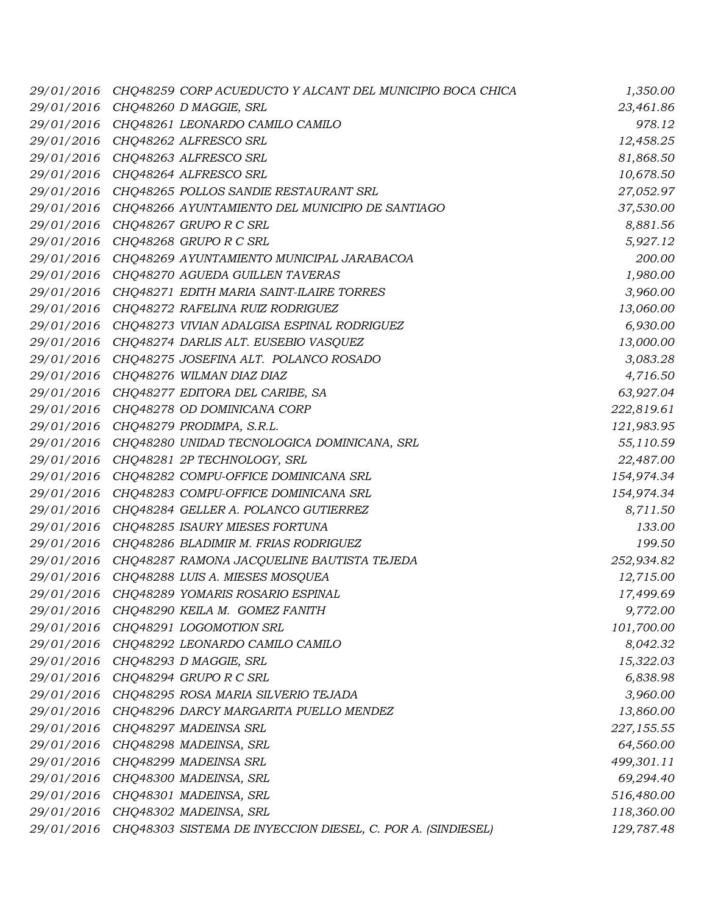| | | |
|---|---|---|
| 29/01/2016 | CHQ48259 CORP ACUEDUCTO Y ALCANT DEL MUNICIPIO BOCA CHICA | 1,350.00 |
| 29/01/2016 | CHQ48260 D MAGGIE, SRL | 23,461.86 |
| 29/01/2016 | CHQ48261 LEONARDO CAMILO CAMILO | 978.12 |
| 29/01/2016 | CHQ48262 ALFRESCO SRL | 12,458.25 |
| 29/01/2016 | CHQ48263 ALFRESCO SRL | 81,868.50 |
| 29/01/2016 | CHQ48264 ALFRESCO SRL | 10,678.50 |
| 29/01/2016 | CHQ48265 POLLOS SANDIE RESTAURANT SRL | 27,052.97 |
| 29/01/2016 | CHQ48266 AYUNTAMIENTO DEL MUNICIPIO DE SANTIAGO | 37,530.00 |
| 29/01/2016 | CHQ48267 GRUPO R C SRL | 8,881.56 |
| 29/01/2016 | CHQ48268 GRUPO R C SRL | 5,927.12 |
| 29/01/2016 | CHQ48269 AYUNTAMIENTO MUNICIPAL JARABACOA | 200.00 |
| 29/01/2016 | CHQ48270 AGUEDA GUILLEN TAVERAS | 1,980.00 |
| 29/01/2016 | CHQ48271 EDITH MARIA SAINT-ILAIRE TORRES | 3,960.00 |
| 29/01/2016 | CHQ48272 RAFELINA RUIZ RODRIGUEZ | 13,060.00 |
| 29/01/2016 | CHQ48273 VIVIAN ADALGISA ESPINAL RODRIGUEZ | 6,930.00 |
| 29/01/2016 | CHQ48274 DARLIS ALT. EUSEBIO VASQUEZ | 13,000.00 |
| 29/01/2016 | CHQ48275 JOSEFINA ALT. POLANCO ROSADO | 3,083.28 |
| 29/01/2016 | CHQ48276 WILMAN DIAZ DIAZ | 4,716.50 |
| 29/01/2016 | CHQ48277 EDITORA DEL CARIBE, SA | 63,927.04 |
| 29/01/2016 | CHQ48278 OD DOMINICANA CORP | 222,819.61 |
| 29/01/2016 | CHQ48279 PRODIMPA, S.R.L. | 121,983.95 |
| 29/01/2016 | CHQ48280 UNIDAD TECNOLOGICA DOMINICANA, SRL | 55,110.59 |
| 29/01/2016 | CHQ48281 2P TECHNOLOGY, SRL | 22,487.00 |
| 29/01/2016 | CHQ48282 COMPU-OFFICE DOMINICANA SRL | 154,974.34 |
| 29/01/2016 | CHQ48283 COMPU-OFFICE DOMINICANA SRL | 154,974.34 |
| 29/01/2016 | CHQ48284 GELLER A. POLANCO GUTIERREZ | 8,711.50 |
| 29/01/2016 | CHQ48285 ISAURY MIESES FORTUNA | 133.00 |
| 29/01/2016 | CHQ48286 BLADIMIR M. FRIAS RODRIGUEZ | 199.50 |
| 29/01/2016 | CHQ48287 RAMONA JACQUELINE BAUTISTA TEJEDA | 252,934.82 |
| 29/01/2016 | CHQ48288 LUIS A. MIESES MOSQUEA | 12,715.00 |
| 29/01/2016 | CHQ48289 YOMARIS ROSARIO ESPINAL | 17,499.69 |
| 29/01/2016 | CHQ48290 KEILA M. GOMEZ FANITH | 9,772.00 |
| 29/01/2016 | CHQ48291 LOGOMOTION SRL | 101,700.00 |
| 29/01/2016 | CHQ48292 LEONARDO CAMILO CAMILO | 8,042.32 |
| 29/01/2016 | CHQ48293 D MAGGIE, SRL | 15,322.03 |
| 29/01/2016 | CHQ48294 GRUPO R C SRL | 6,838.98 |
| 29/01/2016 | CHQ48295 ROSA MARIA SILVERIO TEJADA | 3,960.00 |
| 29/01/2016 | CHQ48296 DARCY MARGARITA PUELLO MENDEZ | 13,860.00 |
| 29/01/2016 | CHQ48297 MADEINSA SRL | 227,155.55 |
| 29/01/2016 | CHQ48298 MADEINSA, SRL | 64,560.00 |
| 29/01/2016 | CHQ48299 MADEINSA SRL | 499,301.11 |
| 29/01/2016 | CHQ48300 MADEINSA, SRL | 69,294.40 |
| 29/01/2016 | CHQ48301 MADEINSA, SRL | 516,480.00 |
| 29/01/2016 | CHQ48302 MADEINSA, SRL | 118,360.00 |
| 29/01/2016 | CHQ48303 SISTEMA DE INYECCION DIESEL, C. POR A. (SINDIESEL) | 129,787.48 |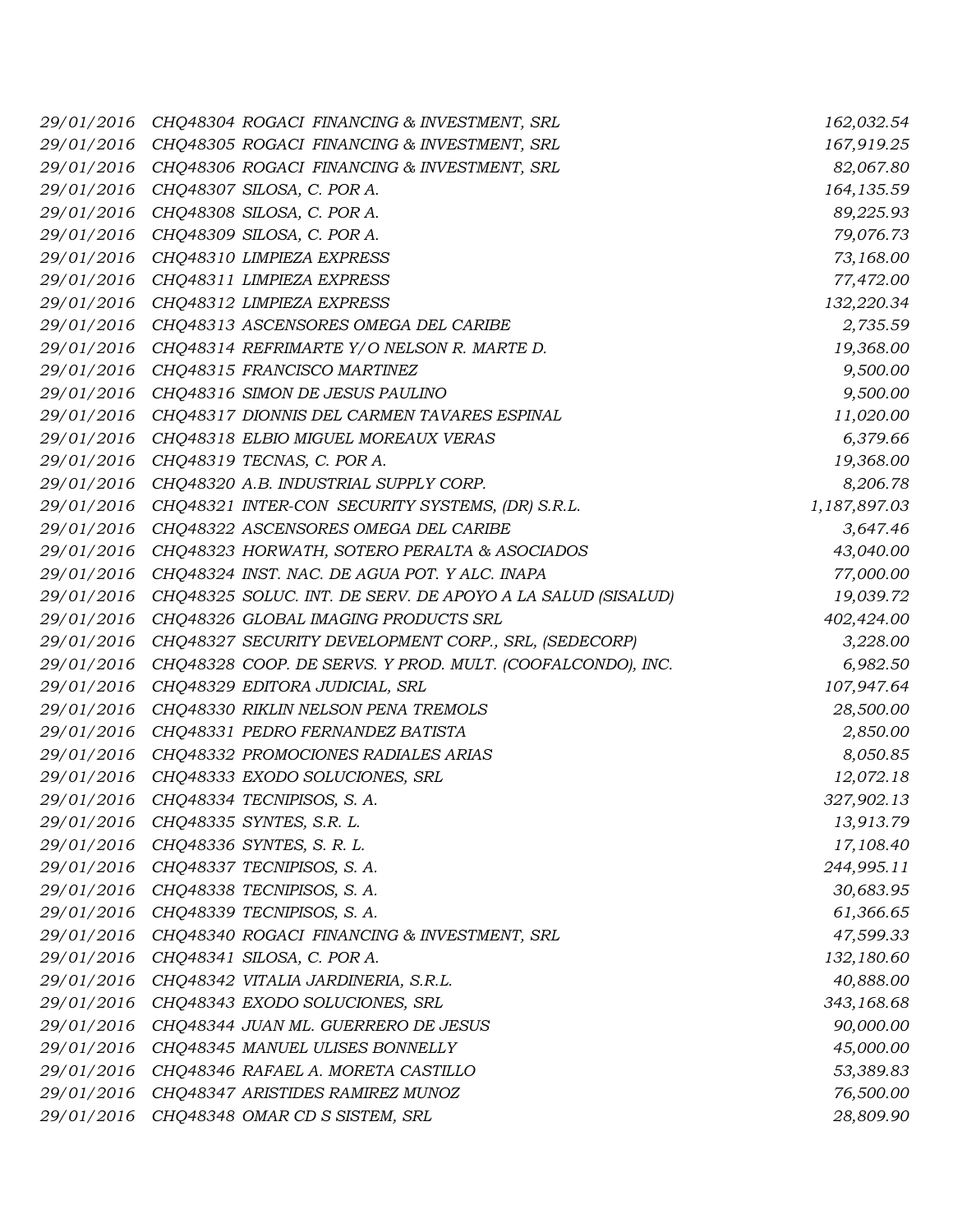| | | |
|---|---|---|
| 29/01/2016 | CHQ48304 ROGACI FINANCING & INVESTMENT, SRL | 162,032.54 |
| 29/01/2016 | CHQ48305 ROGACI FINANCING & INVESTMENT, SRL | 167,919.25 |
| 29/01/2016 | CHQ48306 ROGACI FINANCING & INVESTMENT, SRL | 82,067.80 |
| 29/01/2016 | CHQ48307 SILOSA, C. POR A. | 164,135.59 |
| 29/01/2016 | CHQ48308 SILOSA, C. POR A. | 89,225.93 |
| 29/01/2016 | CHQ48309 SILOSA, C. POR A. | 79,076.73 |
| 29/01/2016 | CHQ48310 LIMPIEZA EXPRESS | 73,168.00 |
| 29/01/2016 | CHQ48311 LIMPIEZA EXPRESS | 77,472.00 |
| 29/01/2016 | CHQ48312 LIMPIEZA EXPRESS | 132,220.34 |
| 29/01/2016 | CHQ48313 ASCENSORES OMEGA DEL CARIBE | 2,735.59 |
| 29/01/2016 | CHQ48314 REFRIMARTE Y/O NELSON R. MARTE D. | 19,368.00 |
| 29/01/2016 | CHQ48315 FRANCISCO MARTINEZ | 9,500.00 |
| 29/01/2016 | CHQ48316 SIMON DE JESUS PAULINO | 9,500.00 |
| 29/01/2016 | CHQ48317 DIONNIS DEL CARMEN TAVARES ESPINAL | 11,020.00 |
| 29/01/2016 | CHQ48318 ELBIO MIGUEL MOREAUX VERAS | 6,379.66 |
| 29/01/2016 | CHQ48319 TECNAS, C. POR A. | 19,368.00 |
| 29/01/2016 | CHQ48320 A.B. INDUSTRIAL SUPPLY CORP. | 8,206.78 |
| 29/01/2016 | CHQ48321 INTER-CON SECURITY SYSTEMS, (DR) S.R.L. | 1,187,897.03 |
| 29/01/2016 | CHQ48322 ASCENSORES OMEGA DEL CARIBE | 3,647.46 |
| 29/01/2016 | CHQ48323 HORWATH, SOTERO PERALTA & ASOCIADOS | 43,040.00 |
| 29/01/2016 | CHQ48324 INST. NAC. DE AGUA POT. Y ALC. INAPA | 77,000.00 |
| 29/01/2016 | CHQ48325 SOLUC. INT. DE SERV. DE APOYO A LA SALUD (SISALUD) | 19,039.72 |
| 29/01/2016 | CHQ48326 GLOBAL IMAGING PRODUCTS SRL | 402,424.00 |
| 29/01/2016 | CHQ48327 SECURITY DEVELOPMENT CORP., SRL, (SEDECORP) | 3,228.00 |
| 29/01/2016 | CHQ48328 COOP. DE SERVS. Y PROD. MULT. (COOFALCONDO), INC. | 6,982.50 |
| 29/01/2016 | CHQ48329 EDITORA JUDICIAL, SRL | 107,947.64 |
| 29/01/2016 | CHQ48330 RIKLIN NELSON PENA TREMOLS | 28,500.00 |
| 29/01/2016 | CHQ48331 PEDRO FERNANDEZ BATISTA | 2,850.00 |
| 29/01/2016 | CHQ48332 PROMOCIONES RADIALES ARIAS | 8,050.85 |
| 29/01/2016 | CHQ48333 EXODO SOLUCIONES, SRL | 12,072.18 |
| 29/01/2016 | CHQ48334 TECNIPISOS, S. A. | 327,902.13 |
| 29/01/2016 | CHQ48335 SYNTES, S.R. L. | 13,913.79 |
| 29/01/2016 | CHQ48336 SYNTES, S. R. L. | 17,108.40 |
| 29/01/2016 | CHQ48337 TECNIPISOS, S. A. | 244,995.11 |
| 29/01/2016 | CHQ48338 TECNIPISOS, S. A. | 30,683.95 |
| 29/01/2016 | CHQ48339 TECNIPISOS, S. A. | 61,366.65 |
| 29/01/2016 | CHQ48340 ROGACI FINANCING & INVESTMENT, SRL | 47,599.33 |
| 29/01/2016 | CHQ48341 SILOSA, C. POR A. | 132,180.60 |
| 29/01/2016 | CHQ48342 VITALIA JARDINERIA, S.R.L. | 40,888.00 |
| 29/01/2016 | CHQ48343 EXODO SOLUCIONES, SRL | 343,168.68 |
| 29/01/2016 | CHQ48344 JUAN ML. GUERRERO DE JESUS | 90,000.00 |
| 29/01/2016 | CHQ48345 MANUEL ULISES BONNELLY | 45,000.00 |
| 29/01/2016 | CHQ48346 RAFAEL A. MORETA CASTILLO | 53,389.83 |
| 29/01/2016 | CHQ48347 ARISTIDES RAMIREZ MUNOZ | 76,500.00 |
| 29/01/2016 | CHQ48348 OMAR CD S SISTEM, SRL | 28,809.90 |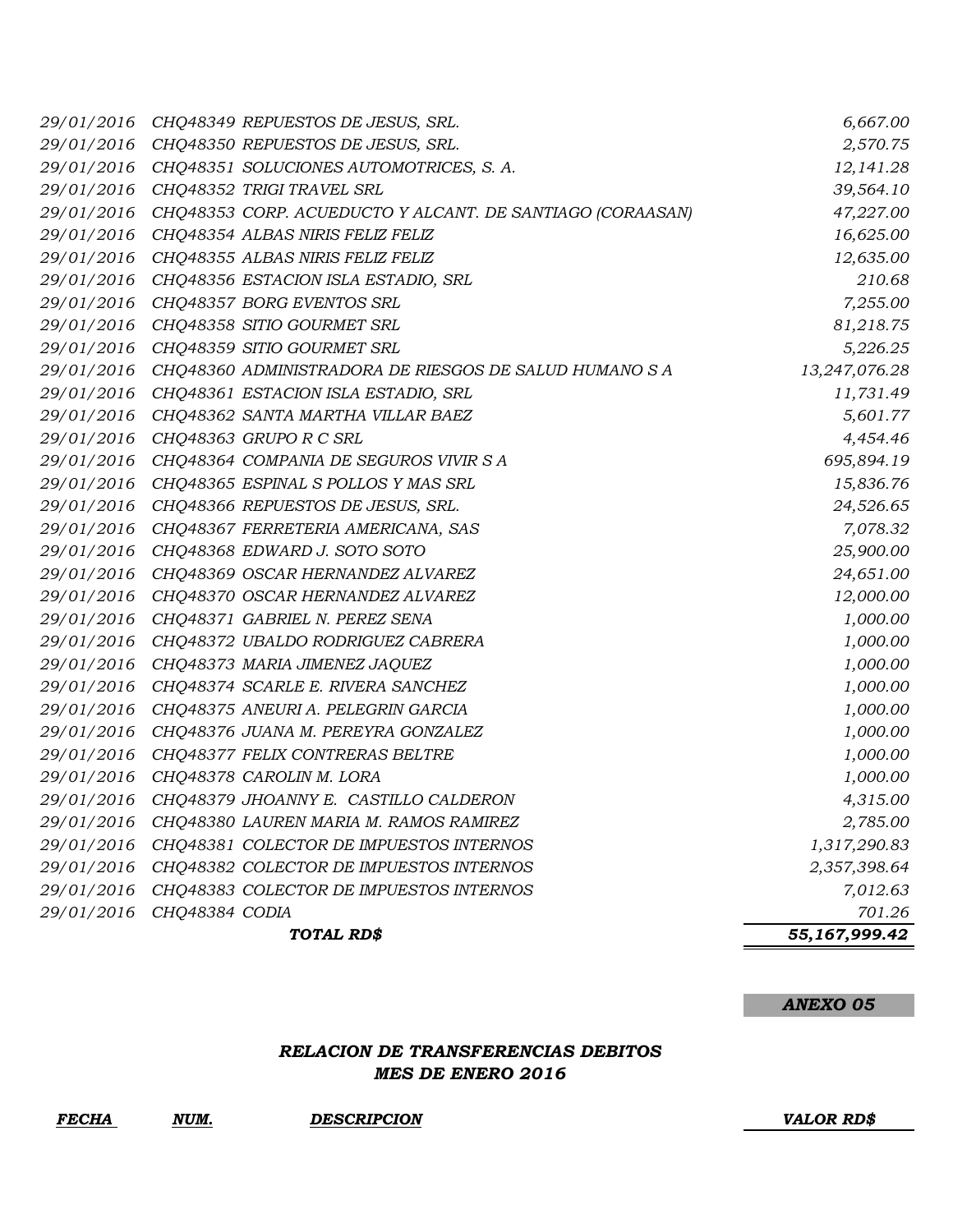| | | | |
|---|---|---|---|
| *29/01/2016* | *CHQ48349* | *REPUESTOS DE JESUS, SRL.* | *6,667.00* |
| *29/01/2016* | *CHQ48350* | *REPUESTOS DE JESUS, SRL.* | *2,570.75* |
| *29/01/2016* | *CHQ48351* | *SOLUCIONES AUTOMOTRICES, S. A.* | *12,141.28* |
| *29/01/2016* | *CHQ48352* | *TRIGI TRAVEL SRL* | *39,564.10* |
| *29/01/2016* | *CHQ48353* | *CORP. ACUEDUCTO Y ALCANT. DE SANTIAGO (CORAASAN)* | *47,227.00* |
| *29/01/2016* | *CHQ48354* | *ALBAS NIRIS FELIZ FELIZ* | *16,625.00* |
| *29/01/2016* | *CHQ48355* | *ALBAS NIRIS FELIZ FELIZ* | *12,635.00* |
| *29/01/2016* | *CHQ48356* | *ESTACION ISLA ESTADIO, SRL* | *210.68* |
| *29/01/2016* | *CHQ48357* | *BORG EVENTOS SRL* | *7,255.00* |
| *29/01/2016* | *CHQ48358* | *SITIO GOURMET SRL* | *81,218.75* |
| *29/01/2016* | *CHQ48359* | *SITIO GOURMET SRL* | *5,226.25* |
| *29/01/2016* | *CHQ48360* | *ADMINISTRADORA DE RIESGOS DE SALUD HUMANO S A* | *13,247,076.28* |
| *29/01/2016* | *CHQ48361* | *ESTACION ISLA ESTADIO, SRL* | *11,731.49* |
| *29/01/2016* | *CHQ48362* | *SANTA MARTHA VILLAR BAEZ* | *5,601.77* |
| *29/01/2016* | *CHQ48363* | *GRUPO R C SRL* | *4,454.46* |
| *29/01/2016* | *CHQ48364* | *COMPANIA DE SEGUROS VIVIR S A* | *695,894.19* |
| *29/01/2016* | *CHQ48365* | *ESPINAL S POLLOS Y MAS SRL* | *15,836.76* |
| *29/01/2016* | *CHQ48366* | *REPUESTOS DE JESUS, SRL.* | *24,526.65* |
| *29/01/2016* | *CHQ48367* | *FERRETERIA AMERICANA, SAS* | *7,078.32* |
| *29/01/2016* | *CHQ48368* | *EDWARD J. SOTO SOTO* | *25,900.00* |
| *29/01/2016* | *CHQ48369* | *OSCAR HERNANDEZ ALVAREZ* | *24,651.00* |
| *29/01/2016* | *CHQ48370* | *OSCAR HERNANDEZ ALVAREZ* | *12,000.00* |
| *29/01/2016* | *CHQ48371* | *GABRIEL N. PEREZ SENA* | *1,000.00* |
| *29/01/2016* | *CHQ48372* | *UBALDO RODRIGUEZ CABRERA* | *1,000.00* |
| *29/01/2016* | *CHQ48373* | *MARIA JIMENEZ JAQUEZ* | *1,000.00* |
| *29/01/2016* | *CHQ48374* | *SCARLE E. RIVERA SANCHEZ* | *1,000.00* |
| *29/01/2016* | *CHQ48375* | *ANEURI A. PELEGRIN GARCIA* | *1,000.00* |
| *29/01/2016* | *CHQ48376* | *JUANA M. PEREYRA GONZALEZ* | *1,000.00* |
| *29/01/2016* | *CHQ48377* | *FELIX CONTRERAS BELTRE* | *1,000.00* |
| *29/01/2016* | *CHQ48378* | *CAROLIN M. LORA* | *1,000.00* |
| *29/01/2016* | *CHQ48379* | *JHOANNY E. CASTILLO CALDERON* | *4,315.00* |
| *29/01/2016* | *CHQ48380* | *LAUREN MARIA M. RAMOS RAMIREZ* | *2,785.00* |
| *29/01/2016* | *CHQ48381* | *COLECTOR DE IMPUESTOS INTERNOS* | *1,317,290.83* |
| *29/01/2016* | *CHQ48382* | *COLECTOR DE IMPUESTOS INTERNOS* | *2,357,398.64* |
| *29/01/2016* | *CHQ48383* | *COLECTOR DE IMPUESTOS INTERNOS* | *7,012.63* |
| *29/01/2016* | *CHQ48384* | *CODIA* | *701.26* |
| | | ***TOTAL RD$*** | ***55,167,999.42*** |

***ANEXO 05***

### *RELACION DE TRANSFERENCIAS DEBITOS*
### *MES DE ENERO 2016*

| ***FECHA*** | ***NUM.*** | ***DESCRIPCION*** | ***VALOR RD$*** |
|---|---|---|---|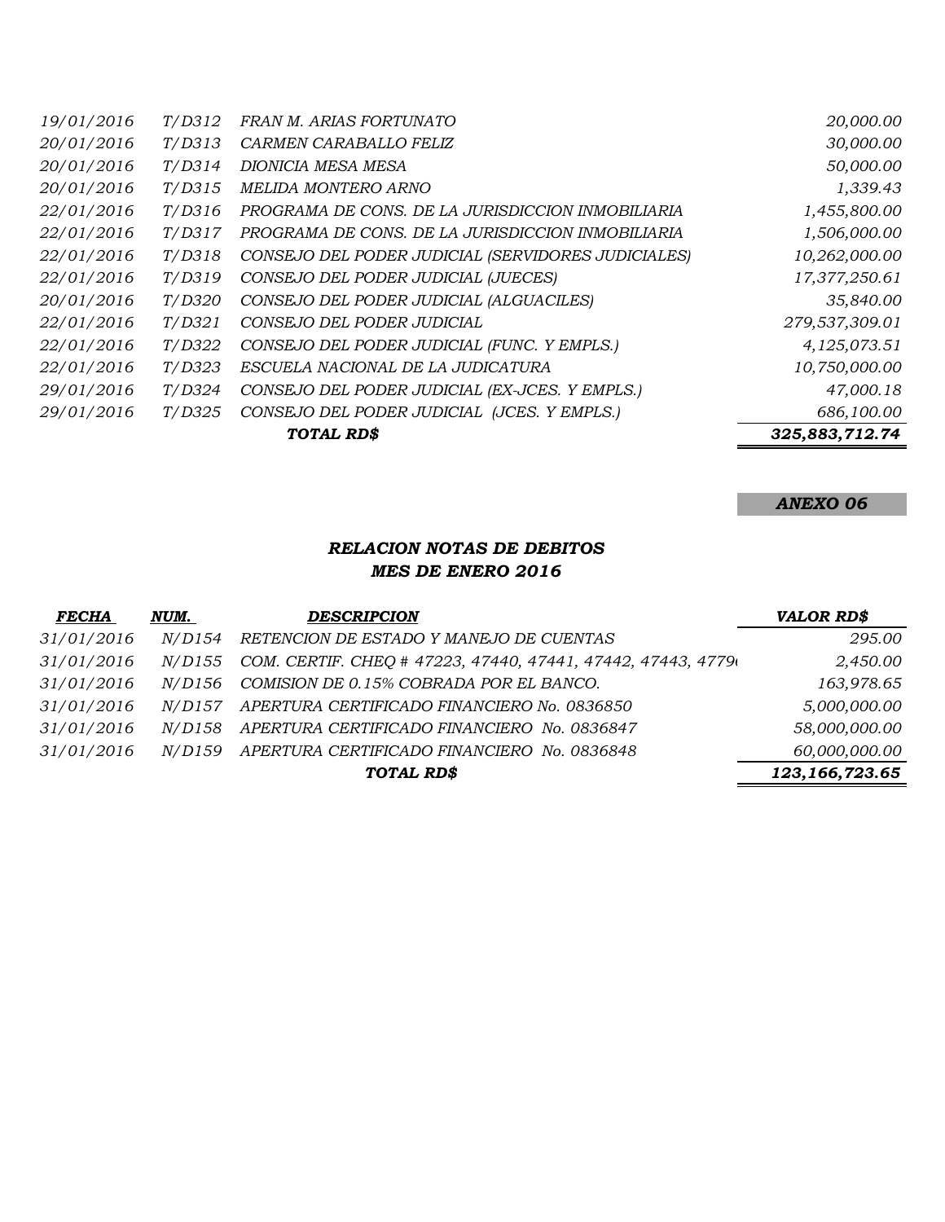| | | | |
|---|---|---|---|
| 19/01/2016 | T/D312 | FRAN M. ARIAS FORTUNATO | 20,000.00 |
| 20/01/2016 | T/D313 | CARMEN CARABALLO FELIZ | 30,000.00 |
| 20/01/2016 | T/D314 | DIONICIA MESA MESA | 50,000.00 |
| 20/01/2016 | T/D315 | MELIDA MONTERO ARNO | 1,339.43 |
| 22/01/2016 | T/D316 | PROGRAMA DE CONS. DE LA JURISDICCION INMOBILIARIA | 1,455,800.00 |
| 22/01/2016 | T/D317 | PROGRAMA DE CONS. DE LA JURISDICCION INMOBILIARIA | 1,506,000.00 |
| 22/01/2016 | T/D318 | CONSEJO DEL PODER JUDICIAL (SERVIDORES JUDICIALES) | 10,262,000.00 |
| 22/01/2016 | T/D319 | CONSEJO DEL PODER JUDICIAL (JUECES) | 17,377,250.61 |
| 20/01/2016 | T/D320 | CONSEJO DEL PODER JUDICIAL (ALGUACILES) | 35,840.00 |
| 22/01/2016 | T/D321 | CONSEJO DEL PODER JUDICIAL | 279,537,309.01 |
| 22/01/2016 | T/D322 | CONSEJO DEL PODER JUDICIAL (FUNC. Y EMPLS.) | 4,125,073.51 |
| 22/01/2016 | T/D323 | ESCUELA NACIONAL DE LA JUDICATURA | 10,750,000.00 |
| 29/01/2016 | T/D324 | CONSEJO DEL PODER JUDICIAL (EX-JCES. Y EMPLS.) | 47,000.18 |
| 29/01/2016 | T/D325 | CONSEJO DEL PODER JUDICIAL (JCES. Y EMPLS.) | 686,100.00 |
| | | ***TOTAL RD$*** | ***325,883,712.74*** |

***ANEXO 06***

### *RELACION NOTAS DE DEBITOS*
### *MES DE ENERO 2016*

| *FECHA* | *NUM.* | *DESCRIPCION* | *VALOR RD$* |
|---|---|---|---|
| 31/01/2016 | N/D154 | RETENCION DE ESTADO Y MANEJO DE CUENTAS | 295.00 |
| 31/01/2016 | N/D155 | COM. CERTIF. CHEQ # 47223, 47440, 47441, 47442, 47443, 4779 | 2,450.00 |
| 31/01/2016 | N/D156 | COMISION DE 0.15% COBRADA POR EL BANCO. | 163,978.65 |
| 31/01/2016 | N/D157 | APERTURA CERTIFICADO FINANCIERO No. 0836850 | 5,000,000.00 |
| 31/01/2016 | N/D158 | APERTURA CERTIFICADO FINANCIERO No. 0836847 | 58,000,000.00 |
| 31/01/2016 | N/D159 | APERTURA CERTIFICADO FINANCIERO No. 0836848 | 60,000,000.00 |
| | | ***TOTAL RD$*** | ***123,166,723.65*** |